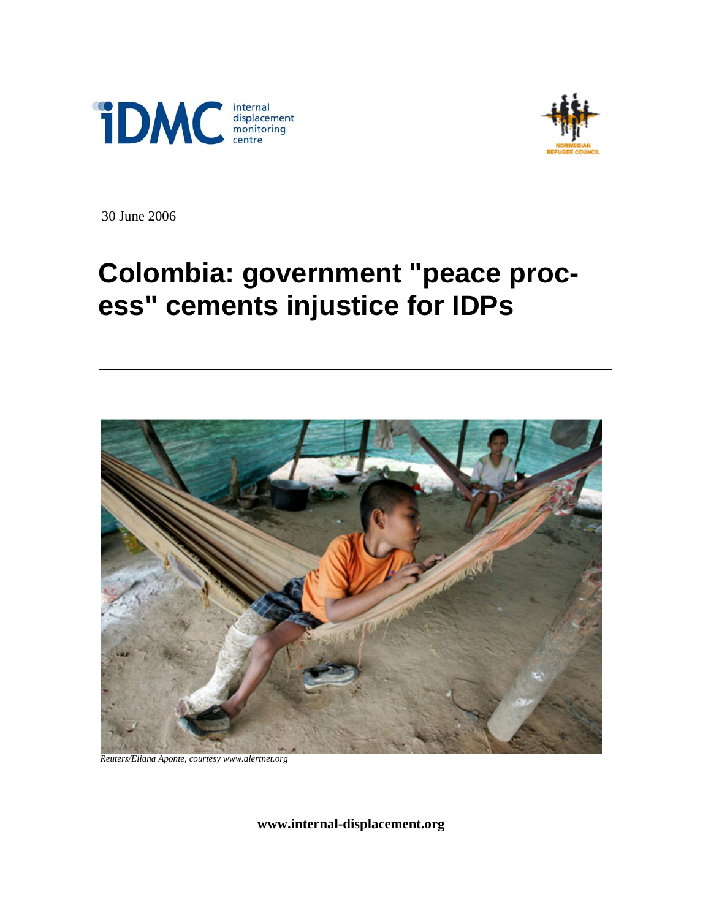30 June 2006

# Colombia: government "peace process" cements injustice for IDPs

*Reuters/Eliana Aponte, courtesy www.alertnet.org*

**www.internal-displacement.org**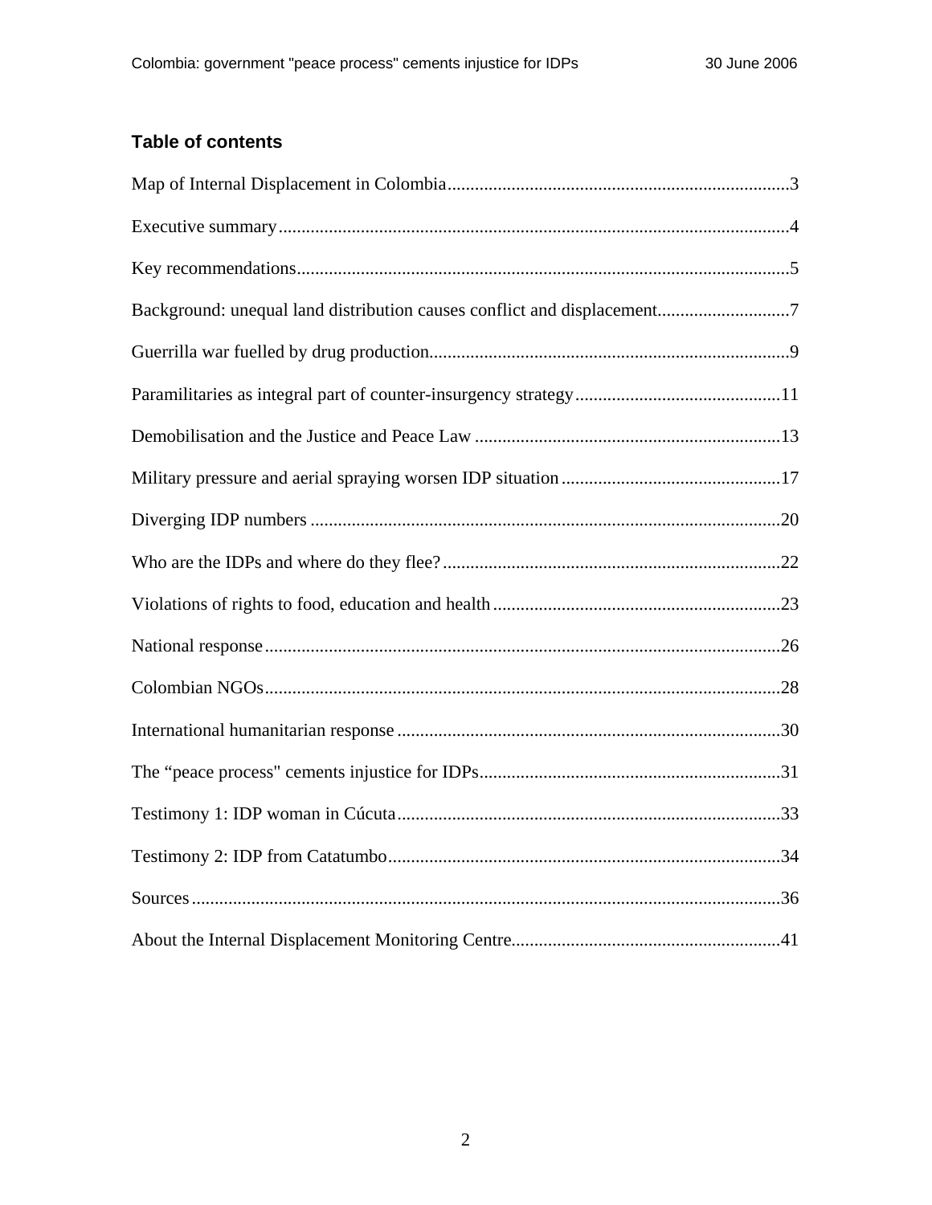## Table of contents

Map of Internal Displacement in Colombia........................................................................3

Executive summary...........................................................................................................4

Key recommendations.......................................................................................................5

Background: unequal land distribution causes conflict and displacement.............................7

Guerrilla war fuelled by drug production..............................................................................9

Paramilitaries as integral part of counter-insurgency strategy.............................................11

Demobilisation and the Justice and Peace Law ..................................................................13

Military pressure and aerial spraying worsen IDP situation................................................17

Diverging IDP numbers ......................................................................................................20

Who are the IDPs and where do they flee?..........................................................................22

Violations of rights to food, education and health..............................................................23

National response................................................................................................................26

Colombian NGOs................................................................................................................28

International humanitarian response ...................................................................................30

The “peace process" cements injustice for IDPs..................................................................31

Testimony 1: IDP woman in Cúcuta....................................................................................33

Testimony 2: IDP from Catatumbo......................................................................................34

Sources................................................................................................................................36

About the Internal Displacement Monitoring Centre...........................................................41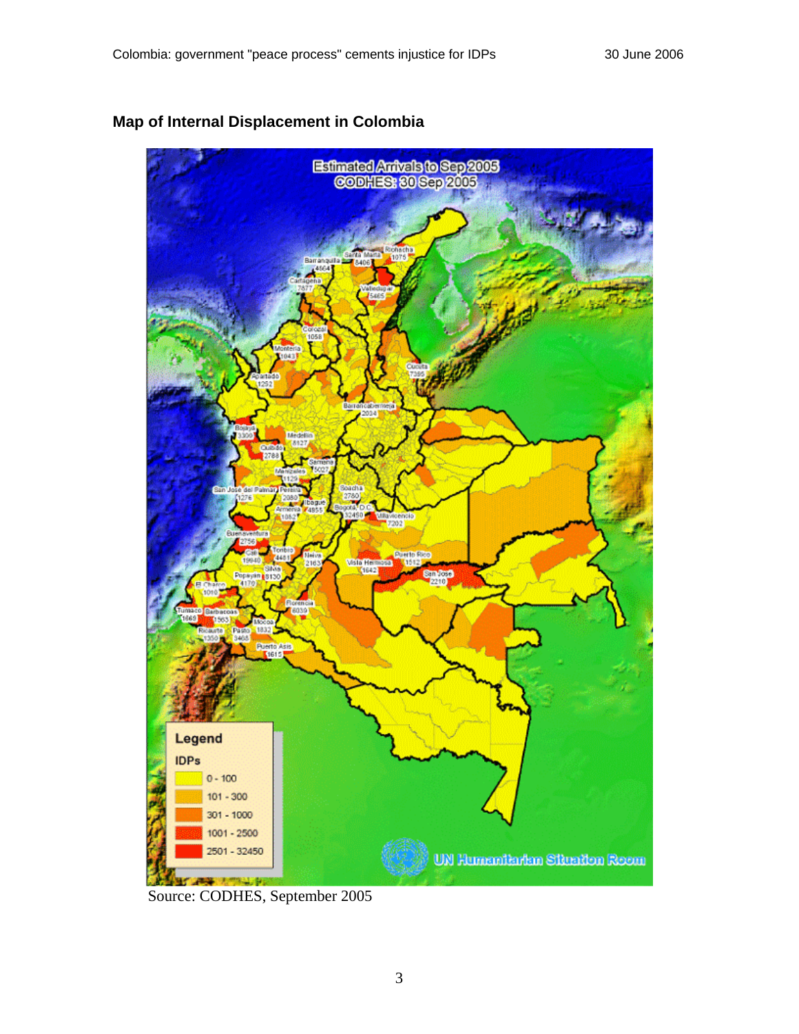## Map of Internal Displacement in Colombia

Source: CODHES, September 2005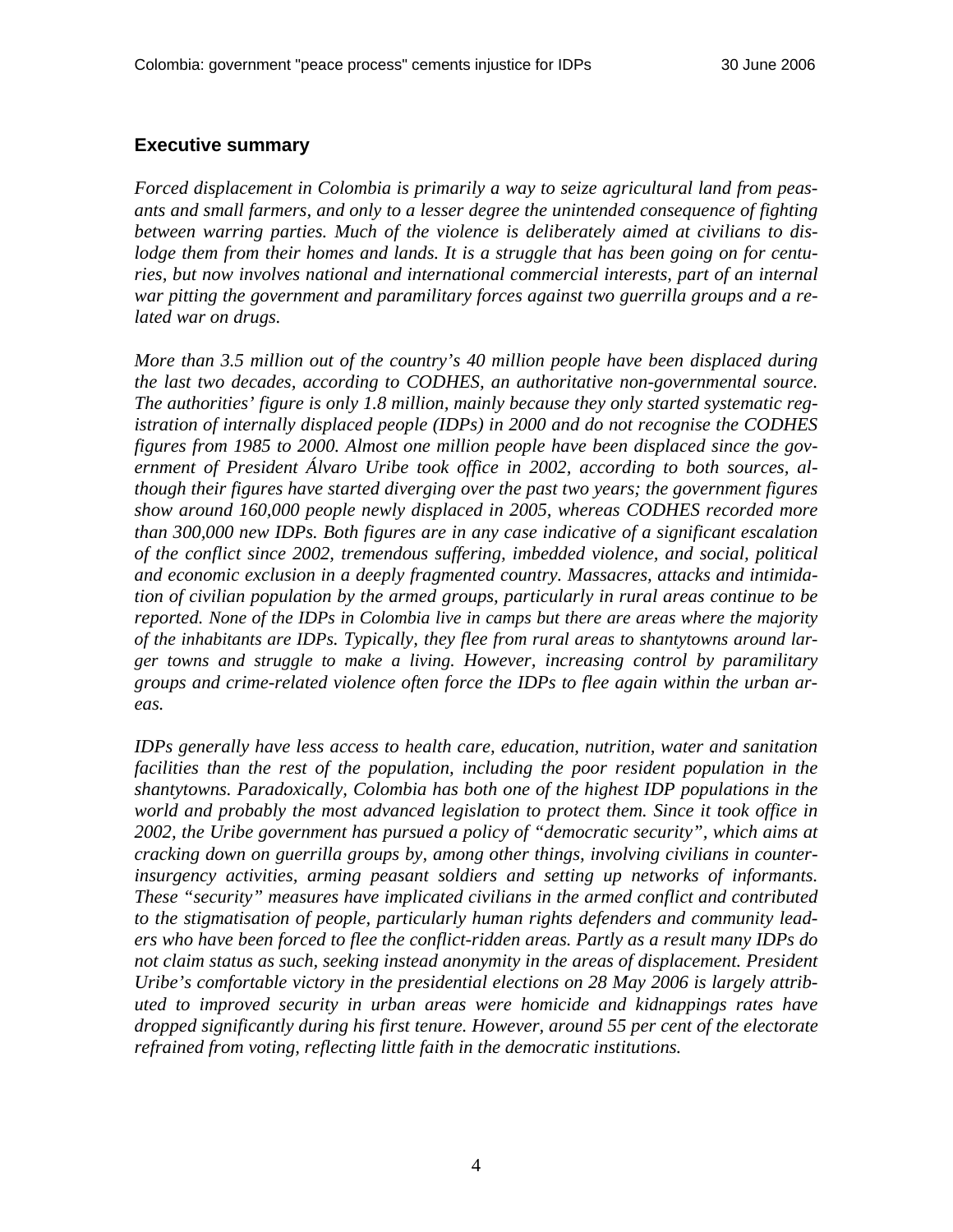## Executive summary

*Forced displacement in Colombia is primarily a way to seize agricultural land from peasants and small farmers, and only to a lesser degree the unintended consequence of fighting between warring parties. Much of the violence is deliberately aimed at civilians to dislodge them from their homes and lands. It is a struggle that has been going on for centuries, but now involves national and international commercial interests, part of an internal war pitting the government and paramilitary forces against two guerrilla groups and a related war on drugs.*

*More than 3.5 million out of the country's 40 million people have been displaced during the last two decades, according to CODHES, an authoritative non-governmental source. The authorities' figure is only 1.8 million, mainly because they only started systematic registration of internally displaced people (IDPs) in 2000 and do not recognise the CODHES figures from 1985 to 2000. Almost one million people have been displaced since the government of President Álvaro Uribe took office in 2002, according to both sources, although their figures have started diverging over the past two years; the government figures show around 160,000 people newly displaced in 2005, whereas CODHES recorded more than 300,000 new IDPs. Both figures are in any case indicative of a significant escalation of the conflict since 2002, tremendous suffering, imbedded violence, and social, political and economic exclusion in a deeply fragmented country. Massacres, attacks and intimidation of civilian population by the armed groups, particularly in rural areas continue to be reported. None of the IDPs in Colombia live in camps but there are areas where the majority of the inhabitants are IDPs. Typically, they flee from rural areas to shantytowns around larger towns and struggle to make a living. However, increasing control by paramilitary groups and crime-related violence often force the IDPs to flee again within the urban areas.*

*IDPs generally have less access to health care, education, nutrition, water and sanitation facilities than the rest of the population, including the poor resident population in the shantytowns. Paradoxically, Colombia has both one of the highest IDP populations in the world and probably the most advanced legislation to protect them. Since it took office in 2002, the Uribe government has pursued a policy of "democratic security", which aims at cracking down on guerrilla groups by, among other things, involving civilians in counter-insurgency activities, arming peasant soldiers and setting up networks of informants. These "security" measures have implicated civilians in the armed conflict and contributed to the stigmatisation of people, particularly human rights defenders and community leaders who have been forced to flee the conflict-ridden areas. Partly as a result many IDPs do not claim status as such, seeking instead anonymity in the areas of displacement. President Uribe's comfortable victory in the presidential elections on 28 May 2006 is largely attributed to improved security in urban areas were homicide and kidnappings rates have dropped significantly during his first tenure. However, around 55 per cent of the electorate refrained from voting, reflecting little faith in the democratic institutions.*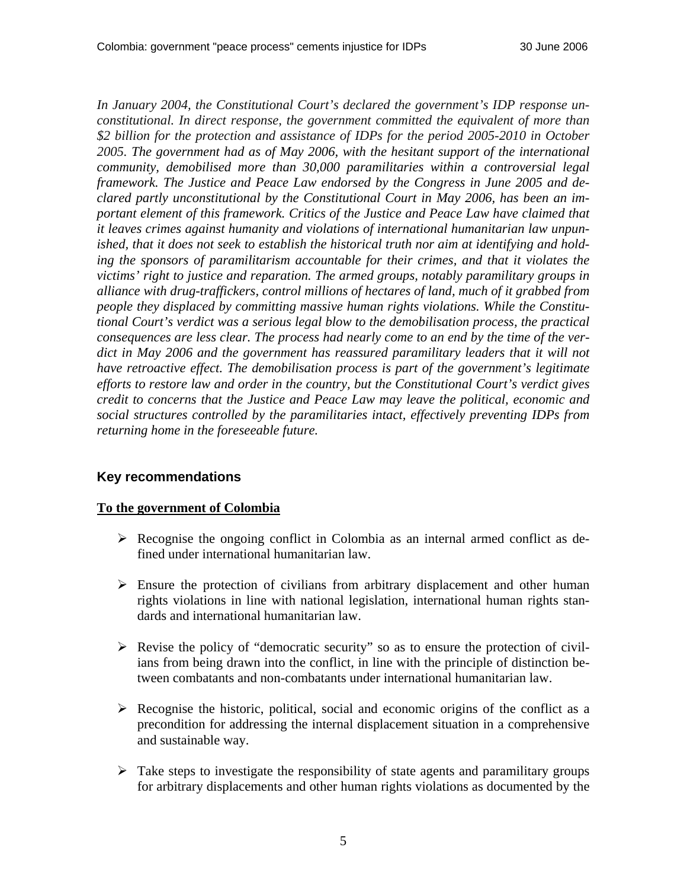*In January 2004, the Constitutional Court's declared the government's IDP response unconstitutional. In direct response, the government committed the equivalent of more than $2 billion for the protection and assistance of IDPs for the period 2005-2010 in October 2005. The government had as of May 2006, with the hesitant support of the international community, demobilised more than 30,000 paramilitaries within a controversial legal framework. The Justice and Peace Law endorsed by the Congress in June 2005 and declared partly unconstitutional by the Constitutional Court in May 2006, has been an important element of this framework. Critics of the Justice and Peace Law have claimed that it leaves crimes against humanity and violations of international humanitarian law unpunished, that it does not seek to establish the historical truth nor aim at identifying and holding the sponsors of paramilitarism accountable for their crimes, and that it violates the victims' right to justice and reparation. The armed groups, notably paramilitary groups in alliance with drug-traffickers, control millions of hectares of land, much of it grabbed from people they displaced by committing massive human rights violations. While the Constitutional Court's verdict was a serious legal blow to the demobilisation process, the practical consequences are less clear. The process had nearly come to an end by the time of the verdict in May 2006 and the government has reassured paramilitary leaders that it will not have retroactive effect. The demobilisation process is part of the government's legitimate efforts to restore law and order in the country, but the Constitutional Court's verdict gives credit to concerns that the Justice and Peace Law may leave the political, economic and social structures controlled by the paramilitaries intact, effectively preventing IDPs from returning home in the foreseeable future.*

## Key recommendations

**To the government of Colombia**

- Recognise the ongoing conflict in Colombia as an internal armed conflict as defined under international humanitarian law.
- Ensure the protection of civilians from arbitrary displacement and other human rights violations in line with national legislation, international human rights standards and international humanitarian law.
- Revise the policy of "democratic security" so as to ensure the protection of civilians from being drawn into the conflict, in line with the principle of distinction between combatants and non-combatants under international humanitarian law.
- Recognise the historic, political, social and economic origins of the conflict as a precondition for addressing the internal displacement situation in a comprehensive and sustainable way.
- Take steps to investigate the responsibility of state agents and paramilitary groups for arbitrary displacements and other human rights violations as documented by the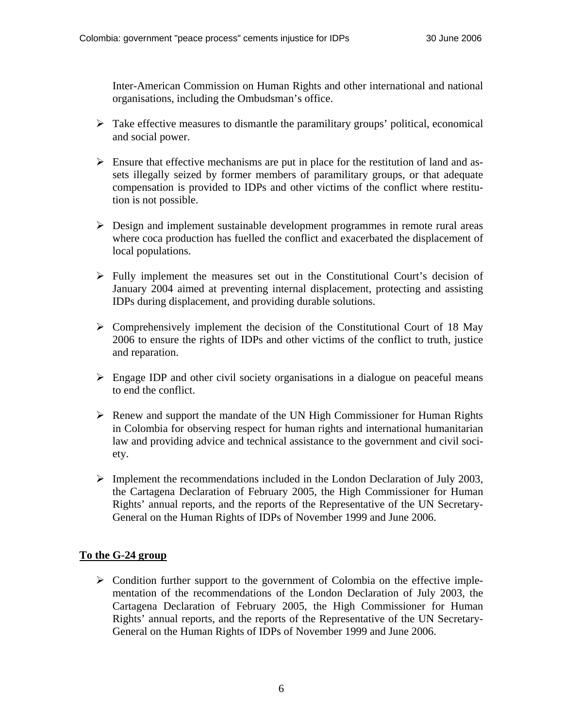Inter-American Commission on Human Rights and other international and national organisations, including the Ombudsman's office.

- Take effective measures to dismantle the paramilitary groups' political, economical and social power.

- Ensure that effective mechanisms are put in place for the restitution of land and assets illegally seized by former members of paramilitary groups, or that adequate compensation is provided to IDPs and other victims of the conflict where restitution is not possible.

- Design and implement sustainable development programmes in remote rural areas where coca production has fuelled the conflict and exacerbated the displacement of local populations.

- Fully implement the measures set out in the Constitutional Court's decision of January 2004 aimed at preventing internal displacement, protecting and assisting IDPs during displacement, and providing durable solutions.

- Comprehensively implement the decision of the Constitutional Court of 18 May 2006 to ensure the rights of IDPs and other victims of the conflict to truth, justice and reparation.

- Engage IDP and other civil society organisations in a dialogue on peaceful means to end the conflict.

- Renew and support the mandate of the UN High Commissioner for Human Rights in Colombia for observing respect for human rights and international humanitarian law and providing advice and technical assistance to the government and civil society.

- Implement the recommendations included in the London Declaration of July 2003, the Cartagena Declaration of February 2005, the High Commissioner for Human Rights' annual reports, and the reports of the Representative of the UN Secretary-General on the Human Rights of IDPs of November 1999 and June 2006.

**To the G-24 group**

- Condition further support to the government of Colombia on the effective implementation of the recommendations of the London Declaration of July 2003, the Cartagena Declaration of February 2005, the High Commissioner for Human Rights' annual reports, and the reports of the Representative of the UN Secretary-General on the Human Rights of IDPs of November 1999 and June 2006.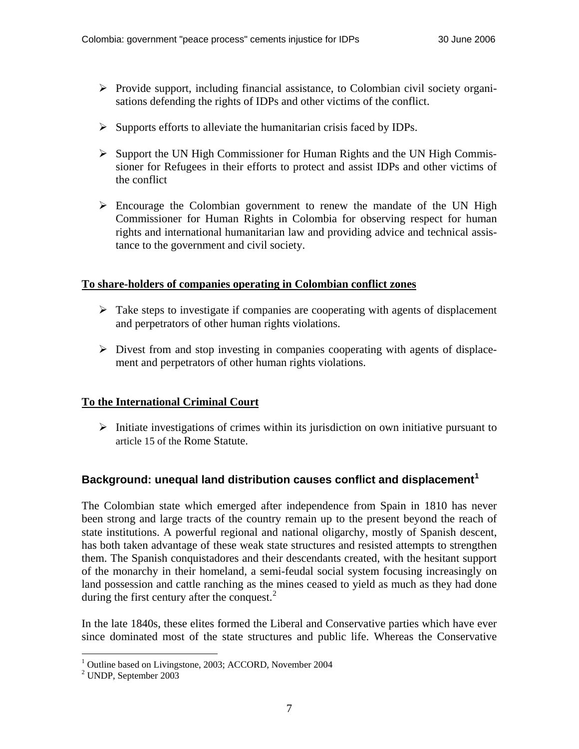- Provide support, including financial assistance, to Colombian civil society organisations defending the rights of IDPs and other victims of the conflict.
- Supports efforts to alleviate the humanitarian crisis faced by IDPs.
- Support the UN High Commissioner for Human Rights and the UN High Commissioner for Refugees in their efforts to protect and assist IDPs and other victims of the conflict
- Encourage the Colombian government to renew the mandate of the UN High Commissioner for Human Rights in Colombia for observing respect for human rights and international humanitarian law and providing advice and technical assistance to the government and civil society.

**To share-holders of companies operating in Colombian conflict zones**

- Take steps to investigate if companies are cooperating with agents of displacement and perpetrators of other human rights violations.
- Divest from and stop investing in companies cooperating with agents of displacement and perpetrators of other human rights violations.

**To the International Criminal Court**

- Initiate investigations of crimes within its jurisdiction on own initiative pursuant to article 15 of the Rome Statute.

## Background: unequal land distribution causes conflict and displacement[1]

The Colombian state which emerged after independence from Spain in 1810 has never been strong and large tracts of the country remain up to the present beyond the reach of state institutions. A powerful regional and national oligarchy, mostly of Spanish descent, has both taken advantage of these weak state structures and resisted attempts to strengthen them. The Spanish conquistadores and their descendants created, with the hesitant support of the monarchy in their homeland, a semi-feudal social system focusing increasingly on land possession and cattle ranching as the mines ceased to yield as much as they had done during the first century after the conquest.[2]

In the late 1840s, these elites formed the Liberal and Conservative parties which have ever since dominated most of the state structures and public life. Whereas the Conservative

[1] Outline based on Livingstone, 2003; ACCORD, November 2004

[2] UNDP, September 2003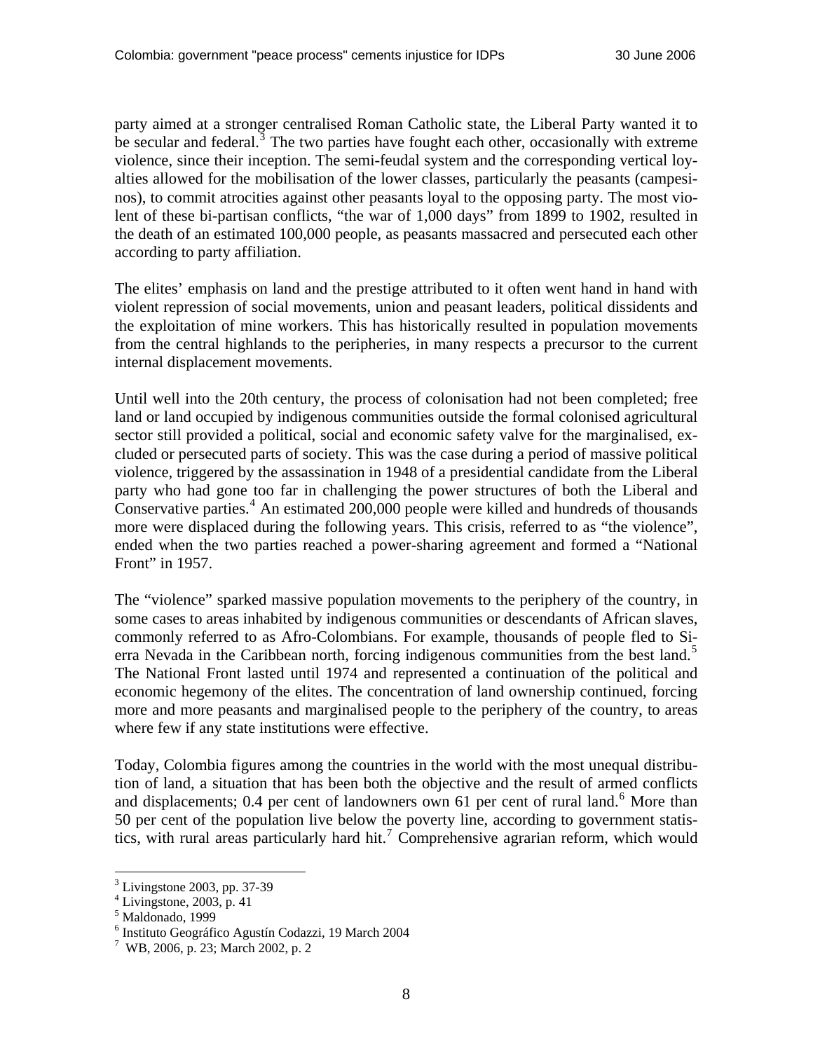party aimed at a stronger centralised Roman Catholic state, the Liberal Party wanted it to be secular and federal.[3] The two parties have fought each other, occasionally with extreme violence, since their inception. The semi-feudal system and the corresponding vertical loyalties allowed for the mobilisation of the lower classes, particularly the peasants (campesinos), to commit atrocities against other peasants loyal to the opposing party. The most violent of these bi-partisan conflicts, "the war of 1,000 days" from 1899 to 1902, resulted in the death of an estimated 100,000 people, as peasants massacred and persecuted each other according to party affiliation.

The elites' emphasis on land and the prestige attributed to it often went hand in hand with violent repression of social movements, union and peasant leaders, political dissidents and the exploitation of mine workers. This has historically resulted in population movements from the central highlands to the peripheries, in many respects a precursor to the current internal displacement movements.

Until well into the 20th century, the process of colonisation had not been completed; free land or land occupied by indigenous communities outside the formal colonised agricultural sector still provided a political, social and economic safety valve for the marginalised, excluded or persecuted parts of society. This was the case during a period of massive political violence, triggered by the assassination in 1948 of a presidential candidate from the Liberal party who had gone too far in challenging the power structures of both the Liberal and Conservative parties.[4] An estimated 200,000 people were killed and hundreds of thousands more were displaced during the following years. This crisis, referred to as "the violence", ended when the two parties reached a power-sharing agreement and formed a "National Front" in 1957.

The "violence" sparked massive population movements to the periphery of the country, in some cases to areas inhabited by indigenous communities or descendants of African slaves, commonly referred to as Afro-Colombians. For example, thousands of people fled to Sierra Nevada in the Caribbean north, forcing indigenous communities from the best land.[5] The National Front lasted until 1974 and represented a continuation of the political and economic hegemony of the elites. The concentration of land ownership continued, forcing more and more peasants and marginalised people to the periphery of the country, to areas where few if any state institutions were effective.

Today, Colombia figures among the countries in the world with the most unequal distribution of land, a situation that has been both the objective and the result of armed conflicts and displacements; 0.4 per cent of landowners own 61 per cent of rural land.[6] More than 50 per cent of the population live below the poverty line, according to government statistics, with rural areas particularly hard hit.[7] Comprehensive agrarian reform, which would

[3] Livingstone 2003, pp. 37-39
[4] Livingstone, 2003, p. 41
[5] Maldonado, 1999
[6] Instituto Geográfico Agustín Codazzi, 19 March 2004
[7] WB, 2006, p. 23; March 2002, p. 2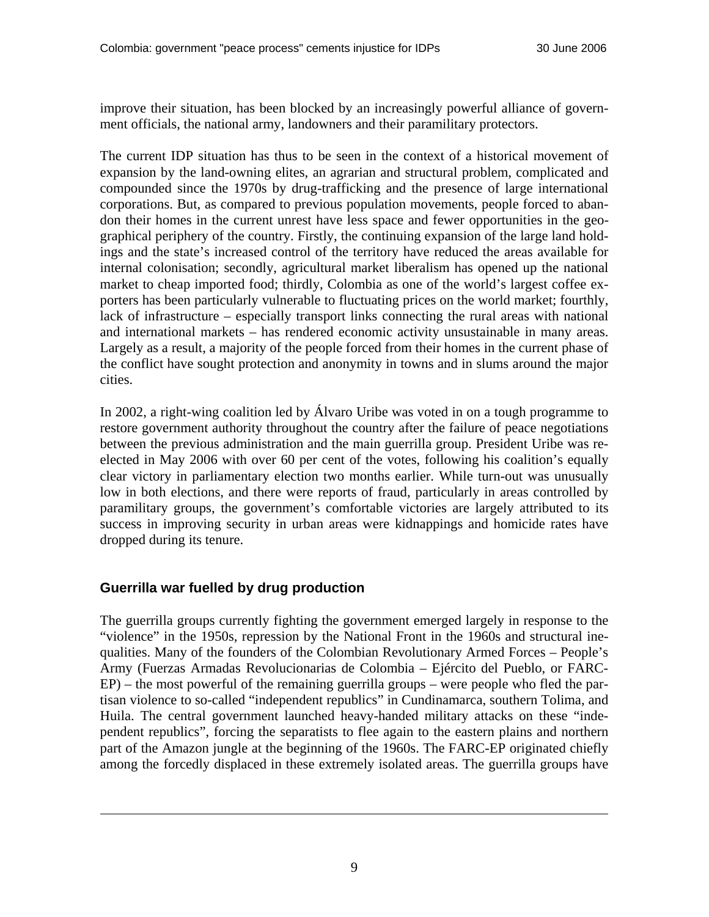improve their situation, has been blocked by an increasingly powerful alliance of government officials, the national army, landowners and their paramilitary protectors.

The current IDP situation has thus to be seen in the context of a historical movement of expansion by the land-owning elites, an agrarian and structural problem, complicated and compounded since the 1970s by drug-trafficking and the presence of large international corporations. But, as compared to previous population movements, people forced to abandon their homes in the current unrest have less space and fewer opportunities in the geographical periphery of the country. Firstly, the continuing expansion of the large land holdings and the state's increased control of the territory have reduced the areas available for internal colonisation; secondly, agricultural market liberalism has opened up the national market to cheap imported food; thirdly, Colombia as one of the world's largest coffee exporters has been particularly vulnerable to fluctuating prices on the world market; fourthly, lack of infrastructure – especially transport links connecting the rural areas with national and international markets – has rendered economic activity unsustainable in many areas. Largely as a result, a majority of the people forced from their homes in the current phase of the conflict have sought protection and anonymity in towns and in slums around the major cities.

In 2002, a right-wing coalition led by Álvaro Uribe was voted in on a tough programme to restore government authority throughout the country after the failure of peace negotiations between the previous administration and the main guerrilla group. President Uribe was re-elected in May 2006 with over 60 per cent of the votes, following his coalition's equally clear victory in parliamentary election two months earlier. While turn-out was unusually low in both elections, and there were reports of fraud, particularly in areas controlled by paramilitary groups, the government's comfortable victories are largely attributed to its success in improving security in urban areas were kidnappings and homicide rates have dropped during its tenure.

## Guerrilla war fuelled by drug production

The guerrilla groups currently fighting the government emerged largely in response to the "violence" in the 1950s, repression by the National Front in the 1960s and structural inequalities. Many of the founders of the Colombian Revolutionary Armed Forces – People's Army (Fuerzas Armadas Revolucionarias de Colombia – Ejército del Pueblo, or FARC-EP) – the most powerful of the remaining guerrilla groups – were people who fled the partisan violence to so-called "independent republics" in Cundinamarca, southern Tolima, and Huila. The central government launched heavy-handed military attacks on these "independent republics", forcing the separatists to flee again to the eastern plains and northern part of the Amazon jungle at the beginning of the 1960s. The FARC-EP originated chiefly among the forcedly displaced in these extremely isolated areas. The guerrilla groups have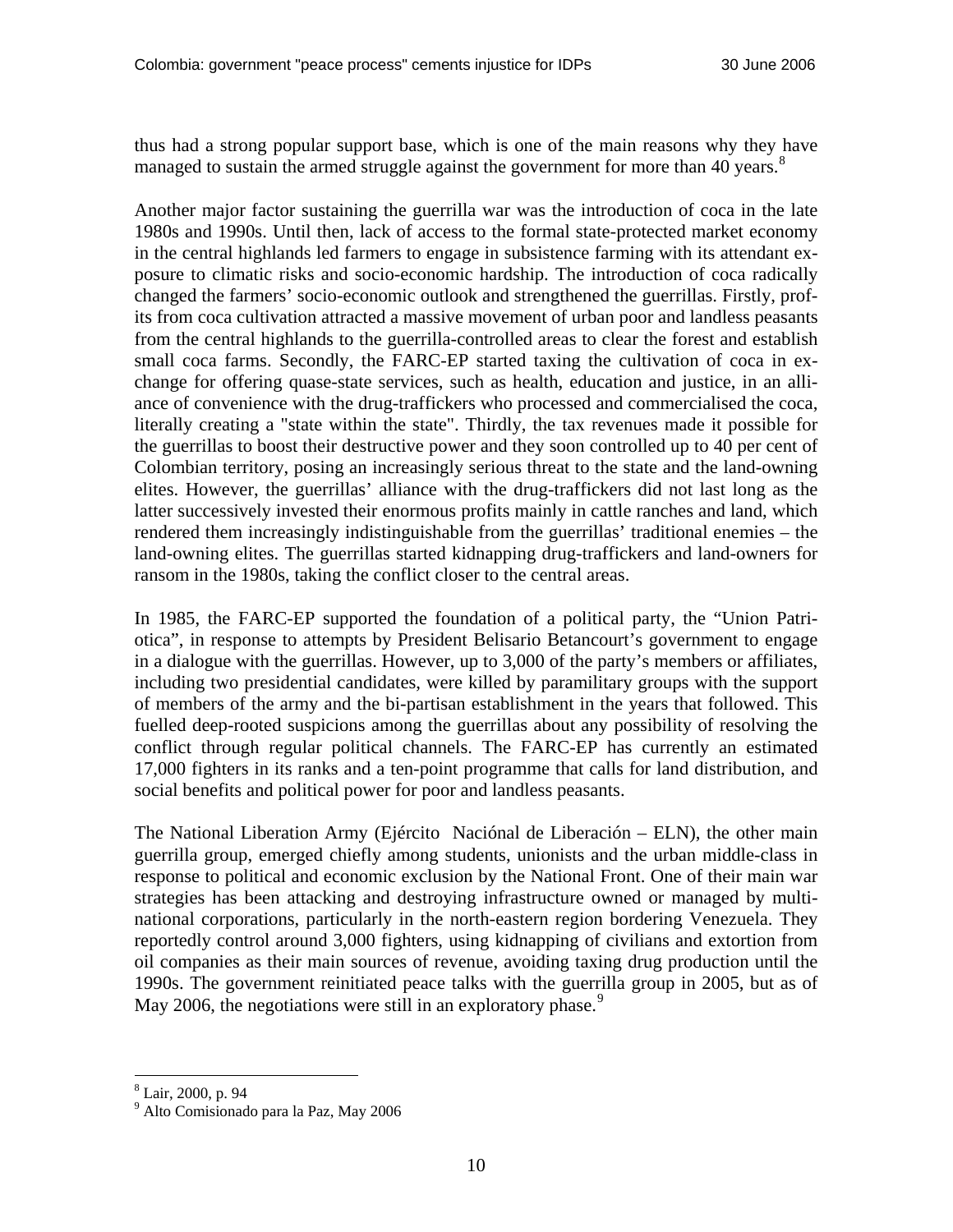thus had a strong popular support base, which is one of the main reasons why they have managed to sustain the armed struggle against the government for more than 40 years.[8]

Another major factor sustaining the guerrilla war was the introduction of coca in the late 1980s and 1990s. Until then, lack of access to the formal state-protected market economy in the central highlands led farmers to engage in subsistence farming with its attendant exposure to climatic risks and socio-economic hardship. The introduction of coca radically changed the farmers' socio-economic outlook and strengthened the guerrillas. Firstly, profits from coca cultivation attracted a massive movement of urban poor and landless peasants from the central highlands to the guerrilla-controlled areas to clear the forest and establish small coca farms. Secondly, the FARC-EP started taxing the cultivation of coca in exchange for offering quase-state services, such as health, education and justice, in an alliance of convenience with the drug-traffickers who processed and commercialised the coca, literally creating a "state within the state". Thirdly, the tax revenues made it possible for the guerrillas to boost their destructive power and they soon controlled up to 40 per cent of Colombian territory, posing an increasingly serious threat to the state and the land-owning elites. However, the guerrillas' alliance with the drug-traffickers did not last long as the latter successively invested their enormous profits mainly in cattle ranches and land, which rendered them increasingly indistinguishable from the guerrillas' traditional enemies – the land-owning elites. The guerrillas started kidnapping drug-traffickers and land-owners for ransom in the 1980s, taking the conflict closer to the central areas.

In 1985, the FARC-EP supported the foundation of a political party, the "Union Patriotica", in response to attempts by President Belisario Betancourt's government to engage in a dialogue with the guerrillas. However, up to 3,000 of the party's members or affiliates, including two presidential candidates, were killed by paramilitary groups with the support of members of the army and the bi-partisan establishment in the years that followed. This fuelled deep-rooted suspicions among the guerrillas about any possibility of resolving the conflict through regular political channels. The FARC-EP has currently an estimated 17,000 fighters in its ranks and a ten-point programme that calls for land distribution, and social benefits and political power for poor and landless peasants.

The National Liberation Army (Ejército Naciónal de Liberación – ELN), the other main guerrilla group, emerged chiefly among students, unionists and the urban middle-class in response to political and economic exclusion by the National Front. One of their main war strategies has been attacking and destroying infrastructure owned or managed by multinational corporations, particularly in the north-eastern region bordering Venezuela. They reportedly control around 3,000 fighters, using kidnapping of civilians and extortion from oil companies as their main sources of revenue, avoiding taxing drug production until the 1990s. The government reinitiated peace talks with the guerrilla group in 2005, but as of May 2006, the negotiations were still in an exploratory phase.[9]

---

[8] Lair, 2000, p. 94

[9] Alto Comisionado para la Paz, May 2006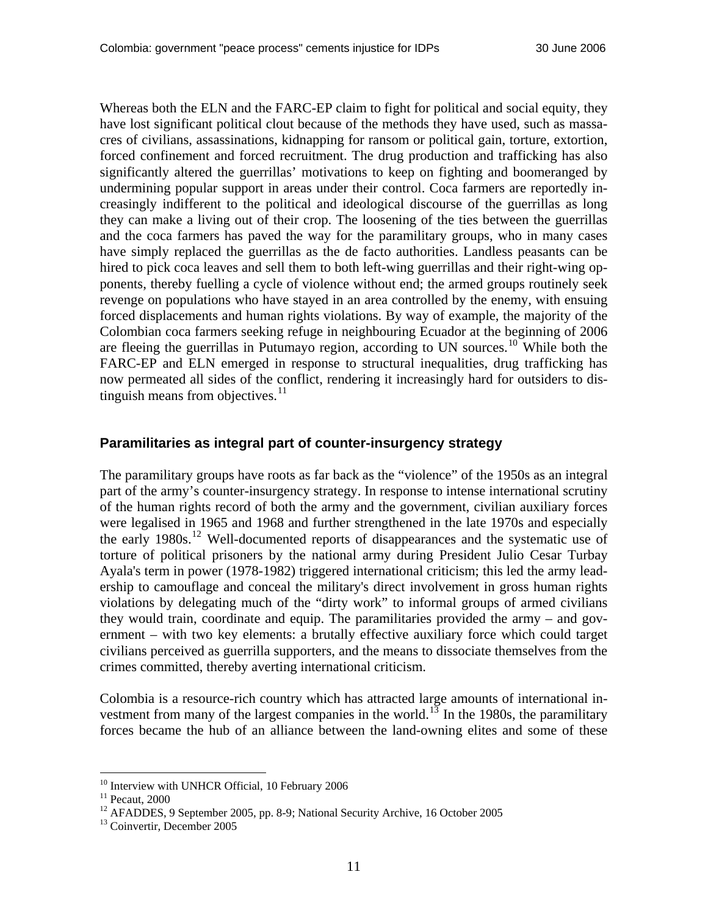Whereas both the ELN and the FARC-EP claim to fight for political and social equity, they have lost significant political clout because of the methods they have used, such as massacres of civilians, assassinations, kidnapping for ransom or political gain, torture, extortion, forced confinement and forced recruitment. The drug production and trafficking has also significantly altered the guerrillas' motivations to keep on fighting and boomeranged by undermining popular support in areas under their control. Coca farmers are reportedly increasingly indifferent to the political and ideological discourse of the guerrillas as long they can make a living out of their crop. The loosening of the ties between the guerrillas and the coca farmers has paved the way for the paramilitary groups, who in many cases have simply replaced the guerrillas as the de facto authorities. Landless peasants can be hired to pick coca leaves and sell them to both left-wing guerrillas and their right-wing opponents, thereby fuelling a cycle of violence without end; the armed groups routinely seek revenge on populations who have stayed in an area controlled by the enemy, with ensuing forced displacements and human rights violations. By way of example, the majority of the Colombian coca farmers seeking refuge in neighbouring Ecuador at the beginning of 2006 are fleeing the guerrillas in Putumayo region, according to UN sources.[10] While both the FARC-EP and ELN emerged in response to structural inequalities, drug trafficking has now permeated all sides of the conflict, rendering it increasingly hard for outsiders to distinguish means from objectives.[11]

## Paramilitaries as integral part of counter-insurgency strategy

The paramilitary groups have roots as far back as the "violence" of the 1950s as an integral part of the army's counter-insurgency strategy. In response to intense international scrutiny of the human rights record of both the army and the government, civilian auxiliary forces were legalised in 1965 and 1968 and further strengthened in the late 1970s and especially the early 1980s.[12] Well-documented reports of disappearances and the systematic use of torture of political prisoners by the national army during President Julio Cesar Turbay Ayala's term in power (1978-1982) triggered international criticism; this led the army leadership to camouflage and conceal the military's direct involvement in gross human rights violations by delegating much of the "dirty work" to informal groups of armed civilians they would train, coordinate and equip. The paramilitaries provided the army – and government – with two key elements: a brutally effective auxiliary force which could target civilians perceived as guerrilla supporters, and the means to dissociate themselves from the crimes committed, thereby averting international criticism.

Colombia is a resource-rich country which has attracted large amounts of international investment from many of the largest companies in the world.[13] In the 1980s, the paramilitary forces became the hub of an alliance between the land-owning elites and some of these

[10] Interview with UNHCR Official, 10 February 2006
[11] Pecaut, 2000
[12] AFADDES, 9 September 2005, pp. 8-9; National Security Archive, 16 October 2005
[13] Coinvertir, December 2005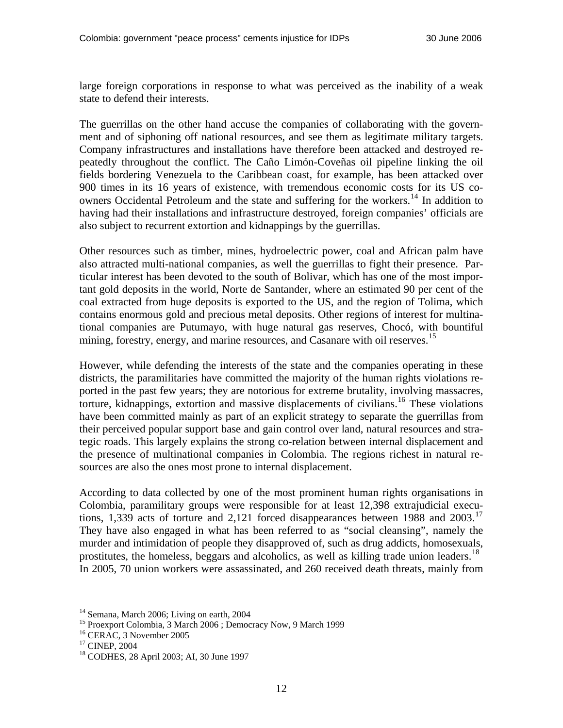large foreign corporations in response to what was perceived as the inability of a weak state to defend their interests.

The guerrillas on the other hand accuse the companies of collaborating with the government and of siphoning off national resources, and see them as legitimate military targets. Company infrastructures and installations have therefore been attacked and destroyed repeatedly throughout the conflict. The Caño Limón-Coveñas oil pipeline linking the oil fields bordering Venezuela to the Caribbean coast, for example, has been attacked over 900 times in its 16 years of existence, with tremendous economic costs for its US co-owners Occidental Petroleum and the state and suffering for the workers.[14] In addition to having had their installations and infrastructure destroyed, foreign companies' officials are also subject to recurrent extortion and kidnappings by the guerrillas.

Other resources such as timber, mines, hydroelectric power, coal and African palm have also attracted multi-national companies, as well the guerrillas to fight their presence. Particular interest has been devoted to the south of Bolivar, which has one of the most important gold deposits in the world, Norte de Santander, where an estimated 90 per cent of the coal extracted from huge deposits is exported to the US, and the region of Tolima, which contains enormous gold and precious metal deposits. Other regions of interest for multinational companies are Putumayo, with huge natural gas reserves, Chocó, with bountiful mining, forestry, energy, and marine resources, and Casanare with oil reserves.[15]

However, while defending the interests of the state and the companies operating in these districts, the paramilitaries have committed the majority of the human rights violations reported in the past few years; they are notorious for extreme brutality, involving massacres, torture, kidnappings, extortion and massive displacements of civilians.[16] These violations have been committed mainly as part of an explicit strategy to separate the guerrillas from their perceived popular support base and gain control over land, natural resources and strategic roads. This largely explains the strong co-relation between internal displacement and the presence of multinational companies in Colombia. The regions richest in natural resources are also the ones most prone to internal displacement.

According to data collected by one of the most prominent human rights organisations in Colombia, paramilitary groups were responsible for at least 12,398 extrajudicial executions, 1,339 acts of torture and 2,121 forced disappearances between 1988 and 2003.[17] They have also engaged in what has been referred to as "social cleansing", namely the murder and intimidation of people they disapproved of, such as drug addicts, homosexuals, prostitutes, the homeless, beggars and alcoholics, as well as killing trade union leaders.[18] In 2005, 70 union workers were assassinated, and 260 received death threats, mainly from

---

[14] Semana, March 2006; Living on earth, 2004

[15] Proexport Colombia, 3 March 2006 ; Democracy Now, 9 March 1999

[16] CERAC, 3 November 2005

[17] CINEP, 2004

[18] CODHES, 28 April 2003; AI, 30 June 1997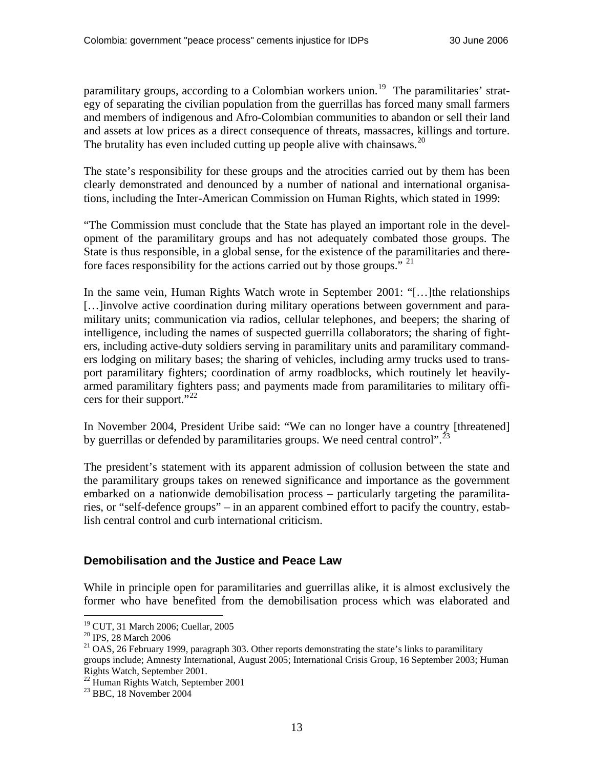paramilitary groups, according to a Colombian workers union.[19] The paramilitaries' strategy of separating the civilian population from the guerrillas has forced many small farmers and members of indigenous and Afro-Colombian communities to abandon or sell their land and assets at low prices as a direct consequence of threats, massacres, killings and torture. The brutality has even included cutting up people alive with chainsaws.[20]

The state's responsibility for these groups and the atrocities carried out by them has been clearly demonstrated and denounced by a number of national and international organisations, including the Inter-American Commission on Human Rights, which stated in 1999:

"The Commission must conclude that the State has played an important role in the development of the paramilitary groups and has not adequately combated those groups. The State is thus responsible, in a global sense, for the existence of the paramilitaries and therefore faces responsibility for the actions carried out by those groups." [21]

In the same vein, Human Rights Watch wrote in September 2001: "[…]the relationships […]involve active coordination during military operations between government and paramilitary units; communication via radios, cellular telephones, and beepers; the sharing of intelligence, including the names of suspected guerrilla collaborators; the sharing of fighters, including active-duty soldiers serving in paramilitary units and paramilitary commanders lodging on military bases; the sharing of vehicles, including army trucks used to transport paramilitary fighters; coordination of army roadblocks, which routinely let heavily-armed paramilitary fighters pass; and payments made from paramilitaries to military officers for their support."[22]

In November 2004, President Uribe said: "We can no longer have a country [threatened] by guerrillas or defended by paramilitaries groups. We need central control".[23]

The president's statement with its apparent admission of collusion between the state and the paramilitary groups takes on renewed significance and importance as the government embarked on a nationwide demobilisation process – particularly targeting the paramilitaries, or "self-defence groups" – in an apparent combined effort to pacify the country, establish central control and curb international criticism.

## Demobilisation and the Justice and Peace Law

While in principle open for paramilitaries and guerrillas alike, it is almost exclusively the former who have benefited from the demobilisation process which was elaborated and

---

[19] CUT, 31 March 2006; Cuellar, 2005

[20] IPS, 28 March 2006

[21] OAS, 26 February 1999, paragraph 303. Other reports demonstrating the state's links to paramilitary groups include; Amnesty International, August 2005; International Crisis Group, 16 September 2003; Human Rights Watch, September 2001.

[22] Human Rights Watch, September 2001

[23] BBC, 18 November 2004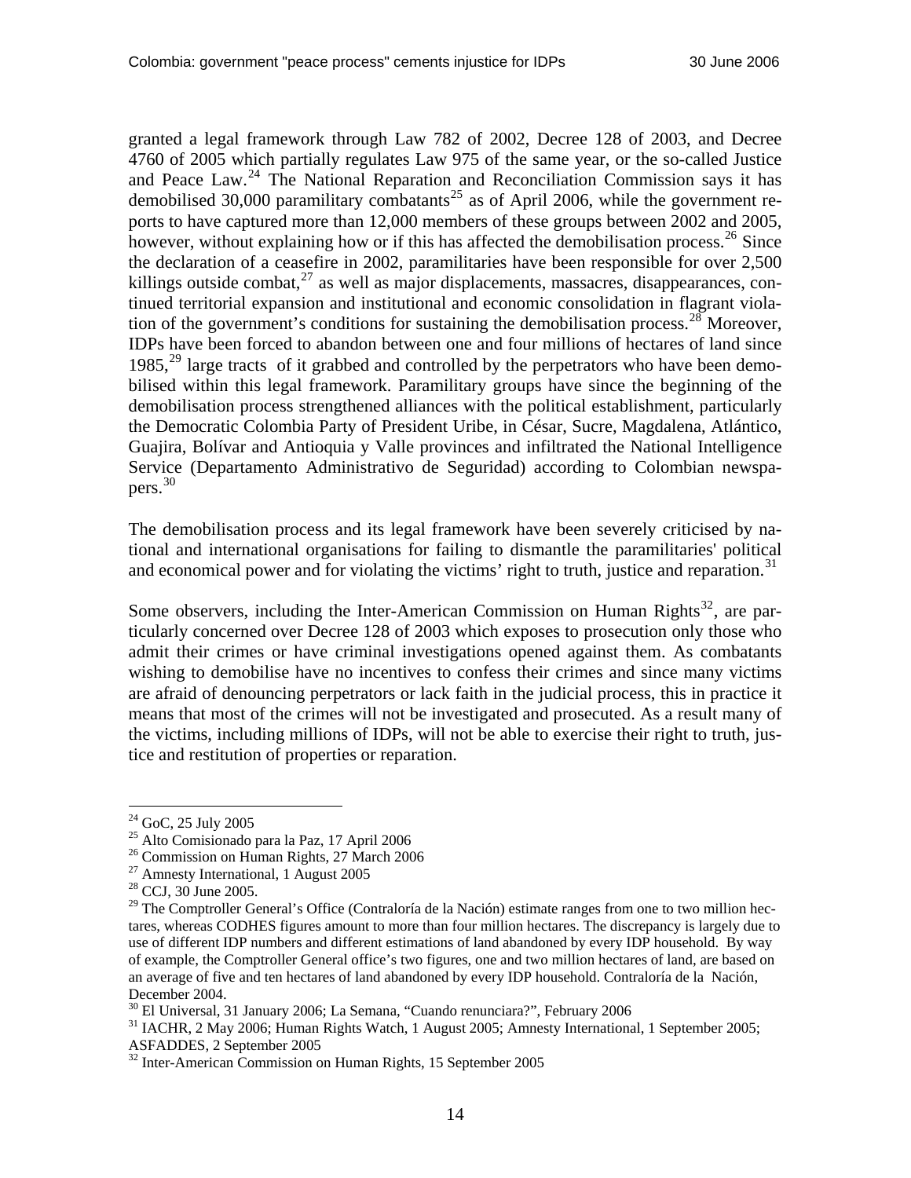granted a legal framework through Law 782 of 2002, Decree 128 of 2003, and Decree 4760 of 2005 which partially regulates Law 975 of the same year, or the so-called Justice and Peace Law.[24] The National Reparation and Reconciliation Commission says it has demobilised 30,000 paramilitary combatants[25] as of April 2006, while the government reports to have captured more than 12,000 members of these groups between 2002 and 2005, however, without explaining how or if this has affected the demobilisation process.[26] Since the declaration of a ceasefire in 2002, paramilitaries have been responsible for over 2,500 killings outside combat,[27] as well as major displacements, massacres, disappearances, continued territorial expansion and institutional and economic consolidation in flagrant violation of the government's conditions for sustaining the demobilisation process.[28] Moreover, IDPs have been forced to abandon between one and four millions of hectares of land since 1985,[29] large tracts of it grabbed and controlled by the perpetrators who have been demobilised within this legal framework. Paramilitary groups have since the beginning of the demobilisation process strengthened alliances with the political establishment, particularly the Democratic Colombia Party of President Uribe, in César, Sucre, Magdalena, Atlántico, Guajira, Bolívar and Antioquia y Valle provinces and infiltrated the National Intelligence Service (Departamento Administrativo de Seguridad) according to Colombian newspapers.[30]

The demobilisation process and its legal framework have been severely criticised by national and international organisations for failing to dismantle the paramilitaries' political and economical power and for violating the victims' right to truth, justice and reparation.[31]

Some observers, including the Inter-American Commission on Human Rights[32], are particularly concerned over Decree 128 of 2003 which exposes to prosecution only those who admit their crimes or have criminal investigations opened against them. As combatants wishing to demobilise have no incentives to confess their crimes and since many victims are afraid of denouncing perpetrators or lack faith in the judicial process, this in practice it means that most of the crimes will not be investigated and prosecuted. As a result many of the victims, including millions of IDPs, will not be able to exercise their right to truth, justice and restitution of properties or reparation.

---

[24] GoC, 25 July 2005

[25] Alto Comisionado para la Paz, 17 April 2006

[26] Commission on Human Rights, 27 March 2006

[27] Amnesty International, 1 August 2005

[28] CCJ, 30 June 2005.

[29] The Comptroller General's Office (Contraloría de la Nación) estimate ranges from one to two million hectares, whereas CODHES figures amount to more than four million hectares. The discrepancy is largely due to use of different IDP numbers and different estimations of land abandoned by every IDP household. By way of example, the Comptroller General office's two figures, one and two million hectares of land, are based on an average of five and ten hectares of land abandoned by every IDP household. Contraloría de la Nación, December 2004.

[30] El Universal, 31 January 2006; La Semana, "Cuando renunciara?", February 2006

[31] IACHR, 2 May 2006; Human Rights Watch, 1 August 2005; Amnesty International, 1 September 2005; ASFADDES, 2 September 2005

[32] Inter-American Commission on Human Rights, 15 September 2005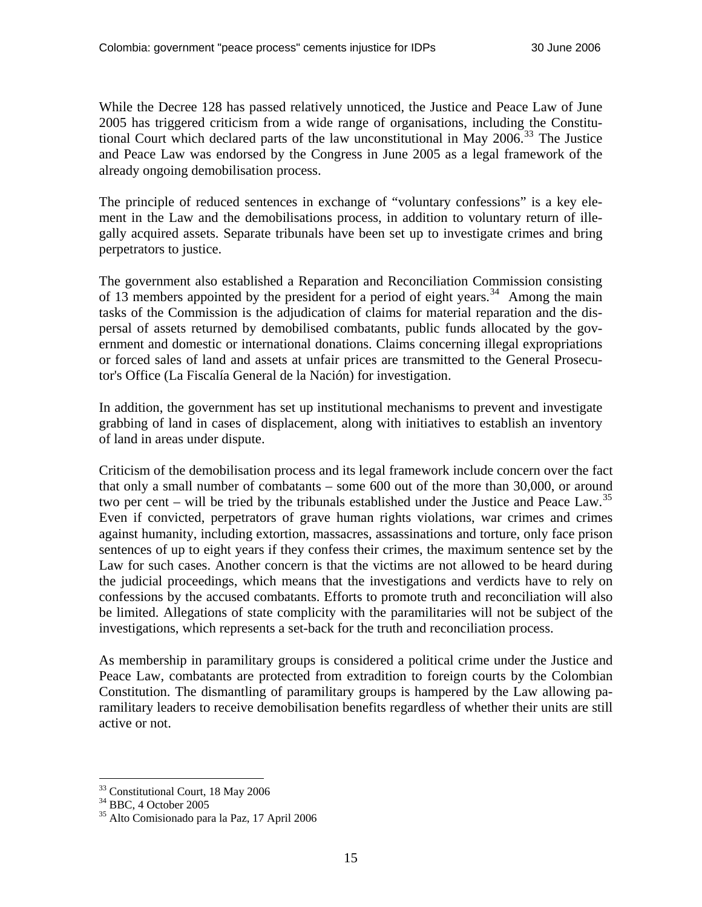While the Decree 128 has passed relatively unnoticed, the Justice and Peace Law of June 2005 has triggered criticism from a wide range of organisations, including the Constitutional Court which declared parts of the law unconstitutional in May 2006.[33] The Justice and Peace Law was endorsed by the Congress in June 2005 as a legal framework of the already ongoing demobilisation process.

The principle of reduced sentences in exchange of "voluntary confessions" is a key element in the Law and the demobilisations process, in addition to voluntary return of illegally acquired assets. Separate tribunals have been set up to investigate crimes and bring perpetrators to justice.

The government also established a Reparation and Reconciliation Commission consisting of 13 members appointed by the president for a period of eight years.[34] Among the main tasks of the Commission is the adjudication of claims for material reparation and the dispersal of assets returned by demobilised combatants, public funds allocated by the government and domestic or international donations. Claims concerning illegal expropriations or forced sales of land and assets at unfair prices are transmitted to the General Prosecutor's Office (La Fiscalía General de la Nación) for investigation.

In addition, the government has set up institutional mechanisms to prevent and investigate grabbing of land in cases of displacement, along with initiatives to establish an inventory of land in areas under dispute.

Criticism of the demobilisation process and its legal framework include concern over the fact that only a small number of combatants – some 600 out of the more than 30,000, or around two per cent – will be tried by the tribunals established under the Justice and Peace Law.[35] Even if convicted, perpetrators of grave human rights violations, war crimes and crimes against humanity, including extortion, massacres, assassinations and torture, only face prison sentences of up to eight years if they confess their crimes, the maximum sentence set by the Law for such cases. Another concern is that the victims are not allowed to be heard during the judicial proceedings, which means that the investigations and verdicts have to rely on confessions by the accused combatants. Efforts to promote truth and reconciliation will also be limited. Allegations of state complicity with the paramilitaries will not be subject of the investigations, which represents a set-back for the truth and reconciliation process.

As membership in paramilitary groups is considered a political crime under the Justice and Peace Law, combatants are protected from extradition to foreign courts by the Colombian Constitution. The dismantling of paramilitary groups is hampered by the Law allowing paramilitary leaders to receive demobilisation benefits regardless of whether their units are still active or not.

---

[33] Constitutional Court, 18 May 2006

[34] BBC, 4 October 2005

[35] Alto Comisionado para la Paz, 17 April 2006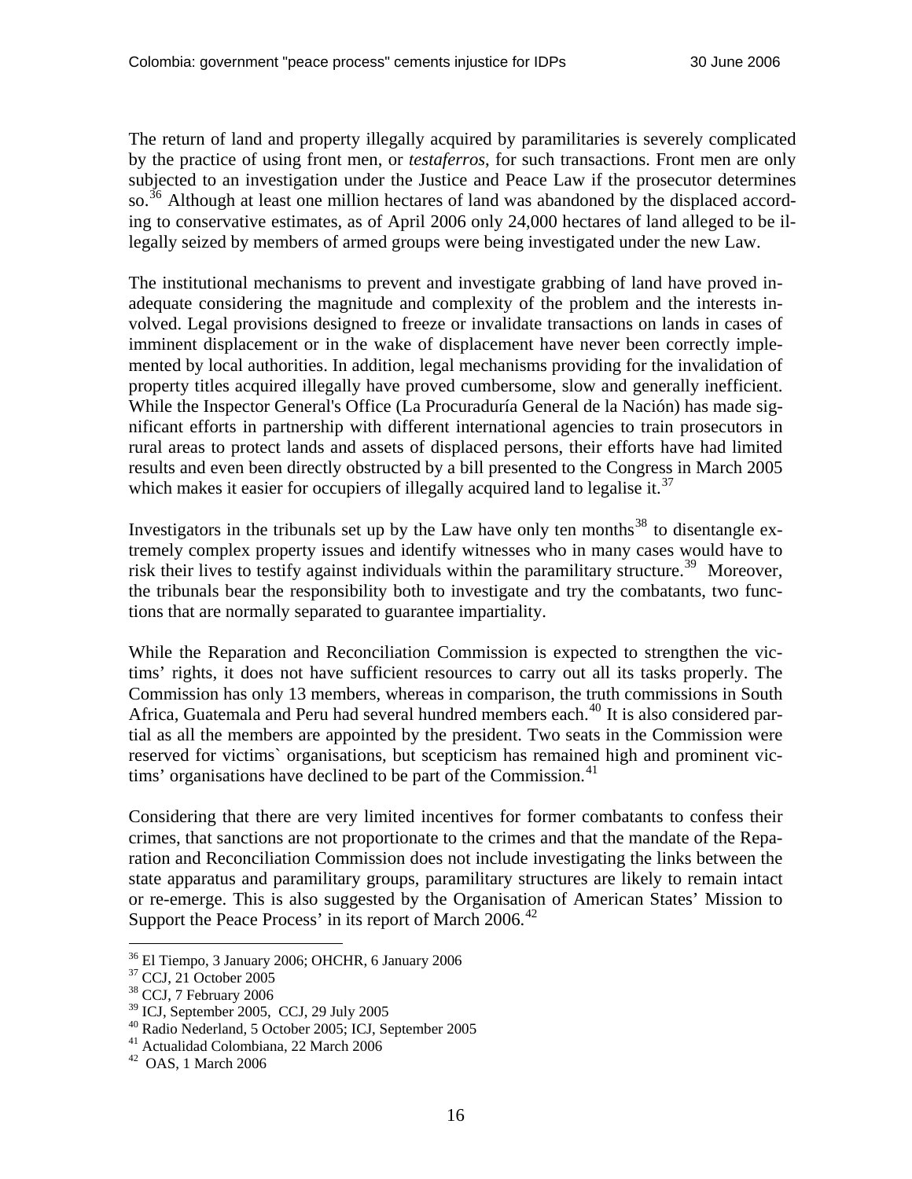The return of land and property illegally acquired by paramilitaries is severely complicated by the practice of using front men, or *testaferros*, for such transactions. Front men are only subjected to an investigation under the Justice and Peace Law if the prosecutor determines so.[36] Although at least one million hectares of land was abandoned by the displaced according to conservative estimates, as of April 2006 only 24,000 hectares of land alleged to be illegally seized by members of armed groups were being investigated under the new Law.

The institutional mechanisms to prevent and investigate grabbing of land have proved inadequate considering the magnitude and complexity of the problem and the interests involved. Legal provisions designed to freeze or invalidate transactions on lands in cases of imminent displacement or in the wake of displacement have never been correctly implemented by local authorities. In addition, legal mechanisms providing for the invalidation of property titles acquired illegally have proved cumbersome, slow and generally inefficient. While the Inspector General's Office (La Procuraduría General de la Nación) has made significant efforts in partnership with different international agencies to train prosecutors in rural areas to protect lands and assets of displaced persons, their efforts have had limited results and even been directly obstructed by a bill presented to the Congress in March 2005 which makes it easier for occupiers of illegally acquired land to legalise it.[37]

Investigators in the tribunals set up by the Law have only ten months[38] to disentangle extremely complex property issues and identify witnesses who in many cases would have to risk their lives to testify against individuals within the paramilitary structure.[39] Moreover, the tribunals bear the responsibility both to investigate and try the combatants, two functions that are normally separated to guarantee impartiality.

While the Reparation and Reconciliation Commission is expected to strengthen the victims' rights, it does not have sufficient resources to carry out all its tasks properly. The Commission has only 13 members, whereas in comparison, the truth commissions in South Africa, Guatemala and Peru had several hundred members each.[40] It is also considered partial as all the members are appointed by the president. Two seats in the Commission were reserved for victims` organisations, but scepticism has remained high and prominent victims' organisations have declined to be part of the Commission.[41]

Considering that there are very limited incentives for former combatants to confess their crimes, that sanctions are not proportionate to the crimes and that the mandate of the Reparation and Reconciliation Commission does not include investigating the links between the state apparatus and paramilitary groups, paramilitary structures are likely to remain intact or re-emerge. This is also suggested by the Organisation of American States' Mission to Support the Peace Process' in its report of March 2006.[42]

---

[36] El Tiempo, 3 January 2006; OHCHR, 6 January 2006
[37] CCJ, 21 October 2005
[38] CCJ, 7 February 2006
[39] ICJ, September 2005, CCJ, 29 July 2005
[40] Radio Nederland, 5 October 2005; ICJ, September 2005
[41] Actualidad Colombiana, 22 March 2006
[42] OAS, 1 March 2006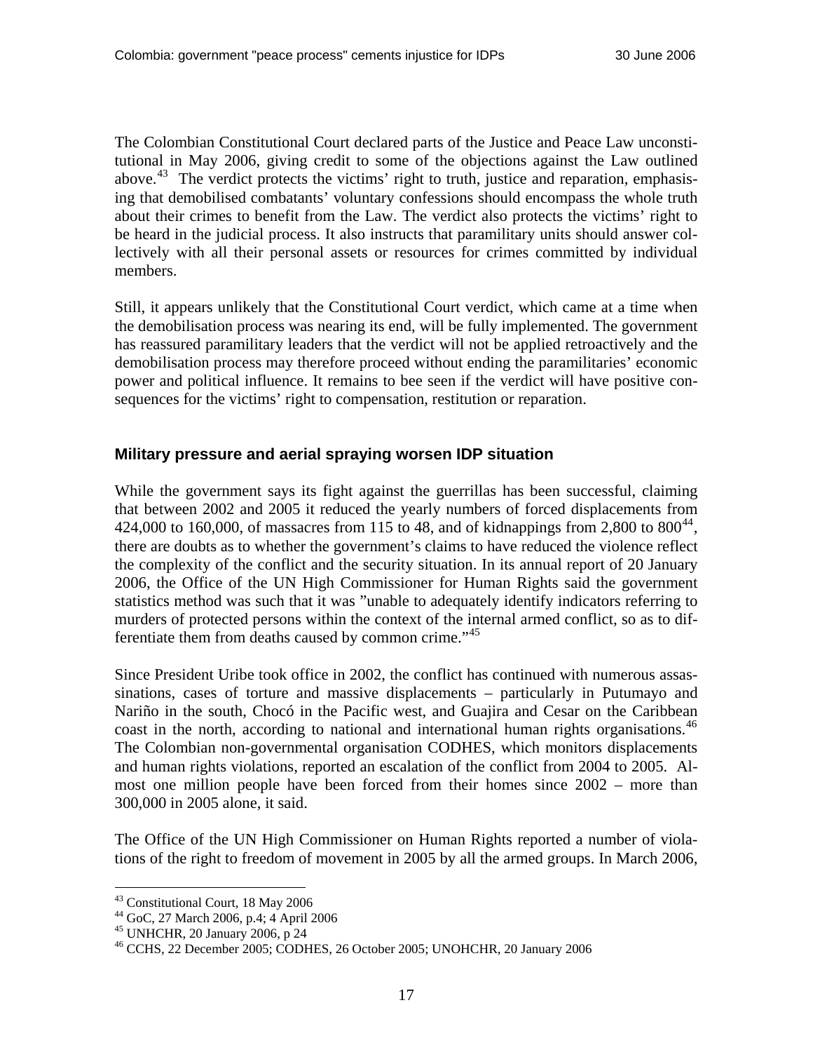The Colombian Constitutional Court declared parts of the Justice and Peace Law unconstitutional in May 2006, giving credit to some of the objections against the Law outlined above.[43] The verdict protects the victims' right to truth, justice and reparation, emphasising that demobilised combatants' voluntary confessions should encompass the whole truth about their crimes to benefit from the Law. The verdict also protects the victims' right to be heard in the judicial process. It also instructs that paramilitary units should answer collectively with all their personal assets or resources for crimes committed by individual members.

Still, it appears unlikely that the Constitutional Court verdict, which came at a time when the demobilisation process was nearing its end, will be fully implemented. The government has reassured paramilitary leaders that the verdict will not be applied retroactively and the demobilisation process may therefore proceed without ending the paramilitaries' economic power and political influence. It remains to bee seen if the verdict will have positive consequences for the victims' right to compensation, restitution or reparation.

### Military pressure and aerial spraying worsen IDP situation

While the government says its fight against the guerrillas has been successful, claiming that between 2002 and 2005 it reduced the yearly numbers of forced displacements from 424,000 to 160,000, of massacres from 115 to 48, and of kidnappings from 2,800 to 800[44], there are doubts as to whether the government's claims to have reduced the violence reflect the complexity of the conflict and the security situation. In its annual report of 20 January 2006, the Office of the UN High Commissioner for Human Rights said the government statistics method was such that it was "unable to adequately identify indicators referring to murders of protected persons within the context of the internal armed conflict, so as to differentiate them from deaths caused by common crime."[45]

Since President Uribe took office in 2002, the conflict has continued with numerous assassinations, cases of torture and massive displacements – particularly in Putumayo and Nariño in the south, Chocó in the Pacific west, and Guajira and Cesar on the Caribbean coast in the north, according to national and international human rights organisations.[46] The Colombian non-governmental organisation CODHES, which monitors displacements and human rights violations, reported an escalation of the conflict from 2004 to 2005. Almost one million people have been forced from their homes since 2002 – more than 300,000 in 2005 alone, it said.

The Office of the UN High Commissioner on Human Rights reported a number of violations of the right to freedom of movement in 2005 by all the armed groups. In March 2006,

---

[43] Constitutional Court, 18 May 2006

[44] GoC, 27 March 2006, p.4; 4 April 2006

[45] UNHCHR, 20 January 2006, p 24

[46] CCHS, 22 December 2005; CODHES, 26 October 2005; UNOHCHR, 20 January 2006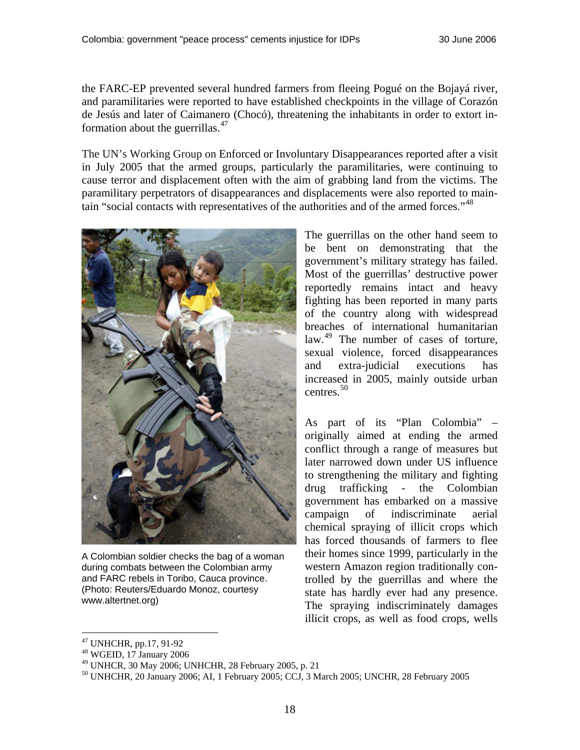the FARC-EP prevented several hundred farmers from fleeing Pogué on the Bojayá river, and paramilitaries were reported to have established checkpoints in the village of Corazón de Jesús and later of Caimanero (Chocó), threatening the inhabitants in order to extort information about the guerrillas.[47]

The UN's Working Group on Enforced or Involuntary Disappearances reported after a visit in July 2005 that the armed groups, particularly the paramilitaries, were continuing to cause terror and displacement often with the aim of grabbing land from the victims. The paramilitary perpetrators of disappearances and displacements were also reported to maintain "social contacts with representatives of the authorities and of the armed forces."[48]

A Colombian soldier checks the bag of a woman during combats between the Colombian army and FARC rebels in Toribo, Cauca province. (Photo: Reuters/Eduardo Monoz, courtesy www.altertnet.org)

The guerrillas on the other hand seem to be bent on demonstrating that the government's military strategy has failed. Most of the guerrillas' destructive power reportedly remains intact and heavy fighting has been reported in many parts of the country along with widespread breaches of international humanitarian law.[49] The number of cases of torture, sexual violence, forced disappearances and extra-judicial executions has increased in 2005, mainly outside urban centres.[50]

As part of its "Plan Colombia" – originally aimed at ending the armed conflict through a range of measures but later narrowed down under US influence to strengthening the military and fighting drug trafficking - the Colombian government has embarked on a massive campaign of indiscriminate aerial chemical spraying of illicit crops which has forced thousands of farmers to flee their homes since 1999, particularly in the western Amazon region traditionally controlled by the guerrillas and where the state has hardly ever had any presence. The spraying indiscriminately damages illicit crops, as well as food crops, wells

[47] UNHCHR, pp.17, 91-92
[48] WGEID, 17 January 2006
[49] UNHCR, 30 May 2006; UNHCHR, 28 February 2005, p. 21
[50] UNHCHR, 20 January 2006; AI, 1 February 2005; CCJ, 3 March 2005; UNCHR, 28 February 2005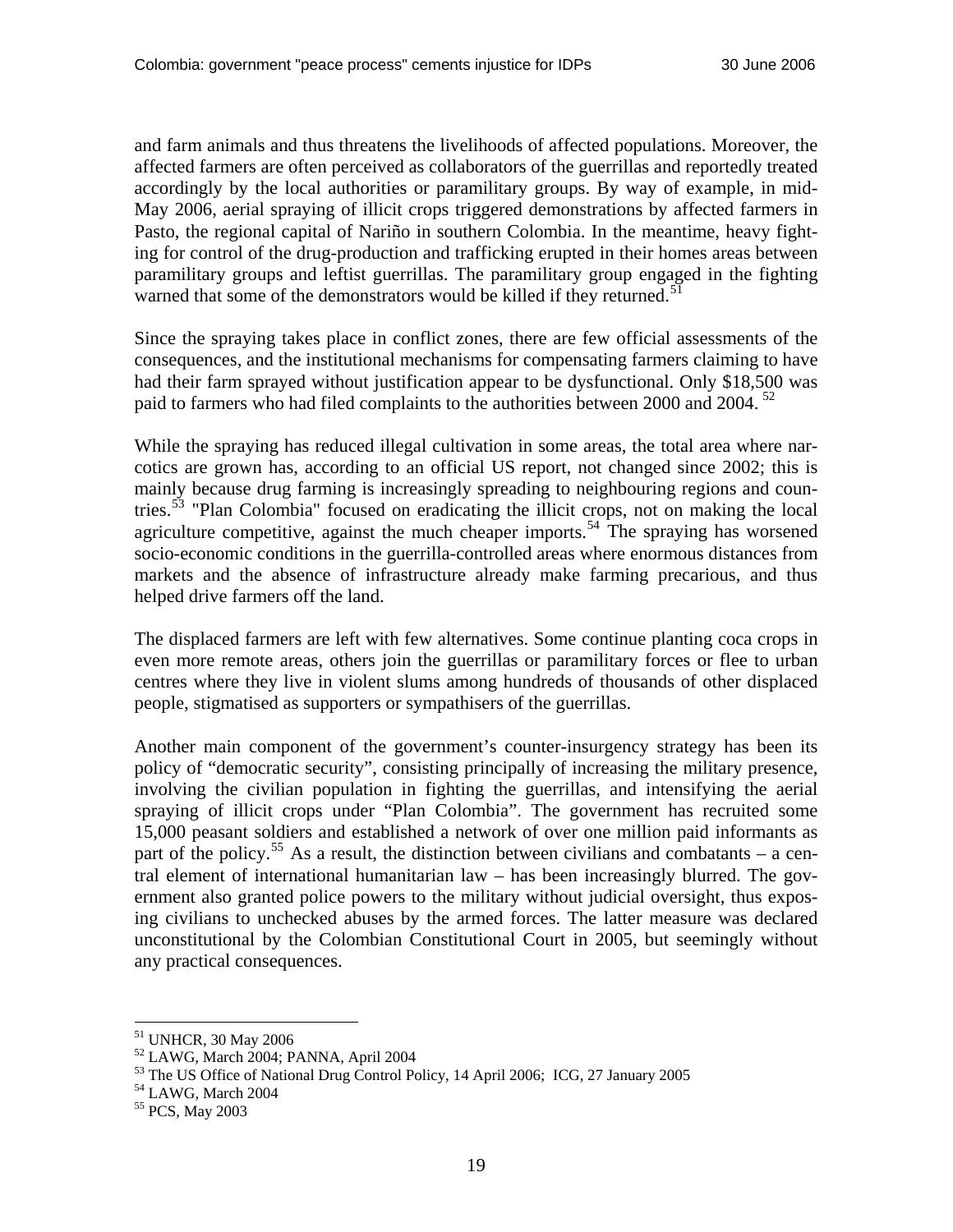and farm animals and thus threatens the livelihoods of affected populations. Moreover, the affected farmers are often perceived as collaborators of the guerrillas and reportedly treated accordingly by the local authorities or paramilitary groups. By way of example, in mid-May 2006, aerial spraying of illicit crops triggered demonstrations by affected farmers in Pasto, the regional capital of Nariño in southern Colombia. In the meantime, heavy fighting for control of the drug-production and trafficking erupted in their homes areas between paramilitary groups and leftist guerrillas. The paramilitary group engaged in the fighting warned that some of the demonstrators would be killed if they returned.[51]

Since the spraying takes place in conflict zones, there are few official assessments of the consequences, and the institutional mechanisms for compensating farmers claiming to have had their farm sprayed without justification appear to be dysfunctional. Only $18,500 was paid to farmers who had filed complaints to the authorities between 2000 and 2004. [52]

While the spraying has reduced illegal cultivation in some areas, the total area where narcotics are grown has, according to an official US report, not changed since 2002; this is mainly because drug farming is increasingly spreading to neighbouring regions and countries.[53] "Plan Colombia" focused on eradicating the illicit crops, not on making the local agriculture competitive, against the much cheaper imports.[54] The spraying has worsened socio-economic conditions in the guerrilla-controlled areas where enormous distances from markets and the absence of infrastructure already make farming precarious, and thus helped drive farmers off the land.

The displaced farmers are left with few alternatives. Some continue planting coca crops in even more remote areas, others join the guerrillas or paramilitary forces or flee to urban centres where they live in violent slums among hundreds of thousands of other displaced people, stigmatised as supporters or sympathisers of the guerrillas.

Another main component of the government's counter-insurgency strategy has been its policy of "democratic security", consisting principally of increasing the military presence, involving the civilian population in fighting the guerrillas, and intensifying the aerial spraying of illicit crops under "Plan Colombia". The government has recruited some 15,000 peasant soldiers and established a network of over one million paid informants as part of the policy.[55] As a result, the distinction between civilians and combatants – a central element of international humanitarian law – has been increasingly blurred. The government also granted police powers to the military without judicial oversight, thus exposing civilians to unchecked abuses by the armed forces. The latter measure was declared unconstitutional by the Colombian Constitutional Court in 2005, but seemingly without any practical consequences.

---

[51] UNHCR, 30 May 2006
[52] LAWG, March 2004; PANNA, April 2004
[53] The US Office of National Drug Control Policy, 14 April 2006; ICG, 27 January 2005
[54] LAWG, March 2004
[55] PCS, May 2003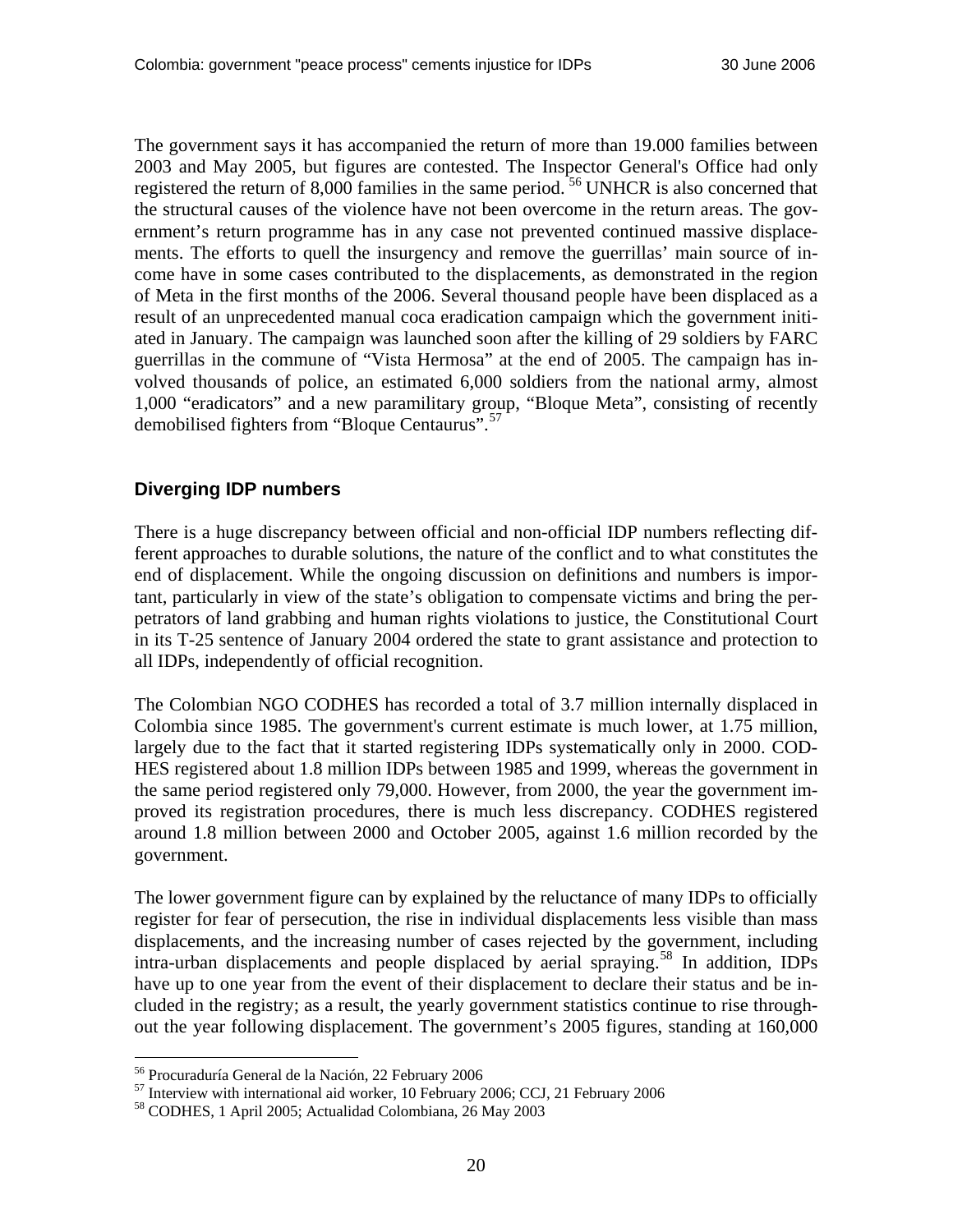The government says it has accompanied the return of more than 19.000 families between 2003 and May 2005, but figures are contested. The Inspector General's Office had only registered the return of 8,000 families in the same period.[56] UNHCR is also concerned that the structural causes of the violence have not been overcome in the return areas. The government's return programme has in any case not prevented continued massive displacements. The efforts to quell the insurgency and remove the guerrillas' main source of income have in some cases contributed to the displacements, as demonstrated in the region of Meta in the first months of the 2006. Several thousand people have been displaced as a result of an unprecedented manual coca eradication campaign which the government initiated in January. The campaign was launched soon after the killing of 29 soldiers by FARC guerrillas in the commune of "Vista Hermosa" at the end of 2005. The campaign has involved thousands of police, an estimated 6,000 soldiers from the national army, almost 1,000 "eradicators" and a new paramilitary group, "Bloque Meta", consisting of recently demobilised fighters from "Bloque Centaurus".[57]

### Diverging IDP numbers

There is a huge discrepancy between official and non-official IDP numbers reflecting different approaches to durable solutions, the nature of the conflict and to what constitutes the end of displacement. While the ongoing discussion on definitions and numbers is important, particularly in view of the state's obligation to compensate victims and bring the perpetrators of land grabbing and human rights violations to justice, the Constitutional Court in its T-25 sentence of January 2004 ordered the state to grant assistance and protection to all IDPs, independently of official recognition.

The Colombian NGO CODHES has recorded a total of 3.7 million internally displaced in Colombia since 1985. The government's current estimate is much lower, at 1.75 million, largely due to the fact that it started registering IDPs systematically only in 2000. CODHES registered about 1.8 million IDPs between 1985 and 1999, whereas the government in the same period registered only 79,000. However, from 2000, the year the government improved its registration procedures, there is much less discrepancy. CODHES registered around 1.8 million between 2000 and October 2005, against 1.6 million recorded by the government.

The lower government figure can by explained by the reluctance of many IDPs to officially register for fear of persecution, the rise in individual displacements less visible than mass displacements, and the increasing number of cases rejected by the government, including intra-urban displacements and people displaced by aerial spraying.[58] In addition, IDPs have up to one year from the event of their displacement to declare their status and be included in the registry; as a result, the yearly government statistics continue to rise throughout the year following displacement. The government's 2005 figures, standing at 160,000

---

[56] Procuraduría General de la Nación, 22 February 2006

[57] Interview with international aid worker, 10 February 2006; CCJ, 21 February 2006

[58] CODHES, 1 April 2005; Actualidad Colombiana, 26 May 2003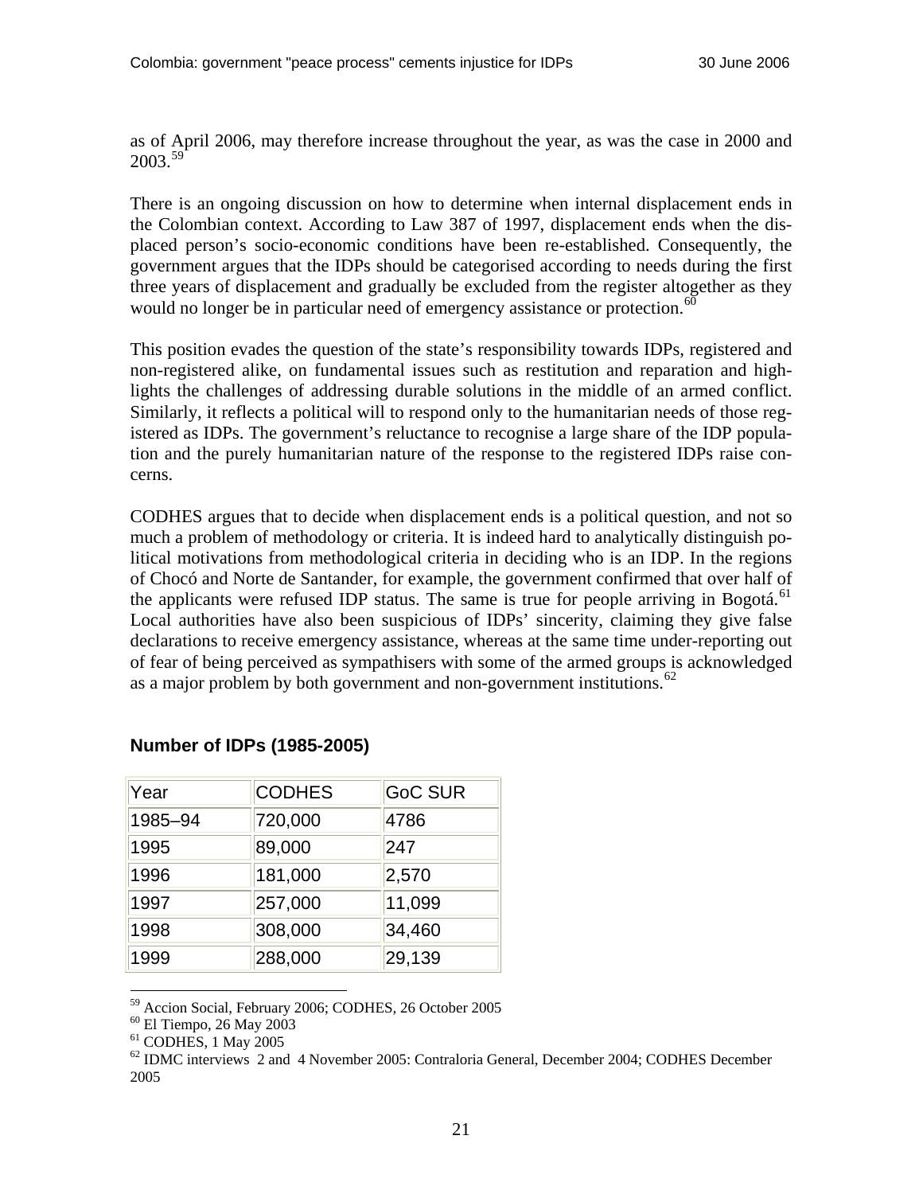as of April 2006, may therefore increase throughout the year, as was the case in 2000 and 2003.[59]

There is an ongoing discussion on how to determine when internal displacement ends in the Colombian context. According to Law 387 of 1997, displacement ends when the displaced person's socio-economic conditions have been re-established. Consequently, the government argues that the IDPs should be categorised according to needs during the first three years of displacement and gradually be excluded from the register altogether as they would no longer be in particular need of emergency assistance or protection.[60]

This position evades the question of the state's responsibility towards IDPs, registered and non-registered alike, on fundamental issues such as restitution and reparation and highlights the challenges of addressing durable solutions in the middle of an armed conflict. Similarly, it reflects a political will to respond only to the humanitarian needs of those registered as IDPs. The government's reluctance to recognise a large share of the IDP population and the purely humanitarian nature of the response to the registered IDPs raise concerns.

CODHES argues that to decide when displacement ends is a political question, and not so much a problem of methodology or criteria. It is indeed hard to analytically distinguish political motivations from methodological criteria in deciding who is an IDP. In the regions of Chocó and Norte de Santander, for example, the government confirmed that over half of the applicants were refused IDP status. The same is true for people arriving in Bogotá.[61] Local authorities have also been suspicious of IDPs' sincerity, claiming they give false declarations to receive emergency assistance, whereas at the same time under-reporting out of fear of being perceived as sympathisers with some of the armed groups is acknowledged as a major problem by both government and non-government institutions.[62]

### Number of IDPs (1985-2005)

| Year | CODHES | GoC SUR |
|---|---|---|
| 1985–94 | 720,000 | 4786 |
| 1995 | 89,000 | 247 |
| 1996 | 181,000 | 2,570 |
| 1997 | 257,000 | 11,099 |
| 1998 | 308,000 | 34,460 |
| 1999 | 288,000 | 29,139 |

---

[59] Accion Social, February 2006; CODHES, 26 October 2005

[60] El Tiempo, 26 May 2003

[61] CODHES, 1 May 2005

[62] IDMC interviews 2 and 4 November 2005: Contraloria General, December 2004; CODHES December 2005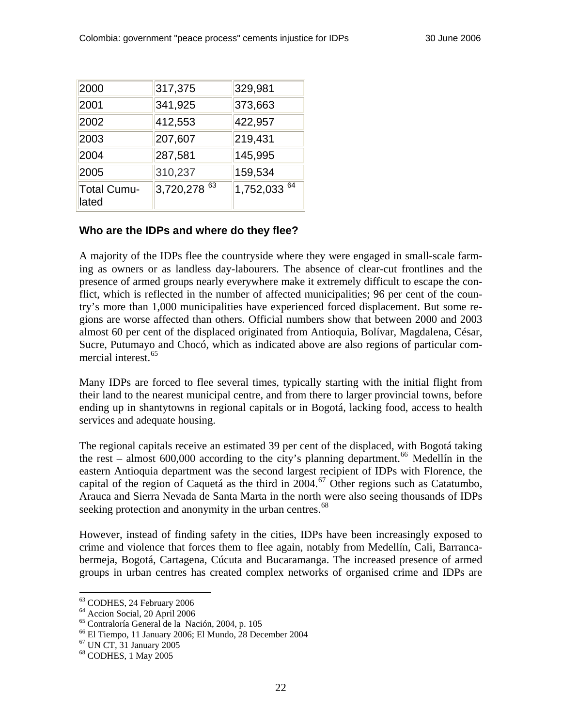| 2000 | 317,375 | 329,981 |
| --- | --- | --- |
| 2001 | 341,925 | 373,663 |
| 2002 | 412,553 | 422,957 |
| 2003 | 207,607 | 219,431 |
| 2004 | 287,581 | 145,995 |
| 2005 | 310,237 | 159,534 |
| Total Cumulated | 3,720,278 [63] | 1,752,033 [64] |

### Who are the IDPs and where do they flee?

A majority of the IDPs flee the countryside where they were engaged in small-scale farming as owners or as landless day-labourers. The absence of clear-cut frontlines and the presence of armed groups nearly everywhere make it extremely difficult to escape the conflict, which is reflected in the number of affected municipalities; 96 per cent of the country's more than 1,000 municipalities have experienced forced displacement. But some regions are worse affected than others. Official numbers show that between 2000 and 2003 almost 60 per cent of the displaced originated from Antioquia, Bolívar, Magdalena, César, Sucre, Putumayo and Chocó, which as indicated above are also regions of particular commercial interest.[65]

Many IDPs are forced to flee several times, typically starting with the initial flight from their land to the nearest municipal centre, and from there to larger provincial towns, before ending up in shantytowns in regional capitals or in Bogotá, lacking food, access to health services and adequate housing.

The regional capitals receive an estimated 39 per cent of the displaced, with Bogotá taking the rest – almost 600,000 according to the city's planning department.[66] Medellín in the eastern Antioquia department was the second largest recipient of IDPs with Florence, the capital of the region of Caquetá as the third in 2004.[67] Other regions such as Catatumbo, Arauca and Sierra Nevada de Santa Marta in the north were also seeing thousands of IDPs seeking protection and anonymity in the urban centres.[68]

However, instead of finding safety in the cities, IDPs have been increasingly exposed to crime and violence that forces them to flee again, notably from Medellín, Cali, Barrancabermeja, Bogotá, Cartagena, Cúcuta and Bucaramanga. The increased presence of armed groups in urban centres has created complex networks of organised crime and IDPs are

---

[63] CODHES, 24 February 2006
[64] Accion Social, 20 April 2006
[65] Contraloría General de la Nación, 2004, p. 105
[66] El Tiempo, 11 January 2006; El Mundo, 28 December 2004
[67] UN CT, 31 January 2005
[68] CODHES, 1 May 2005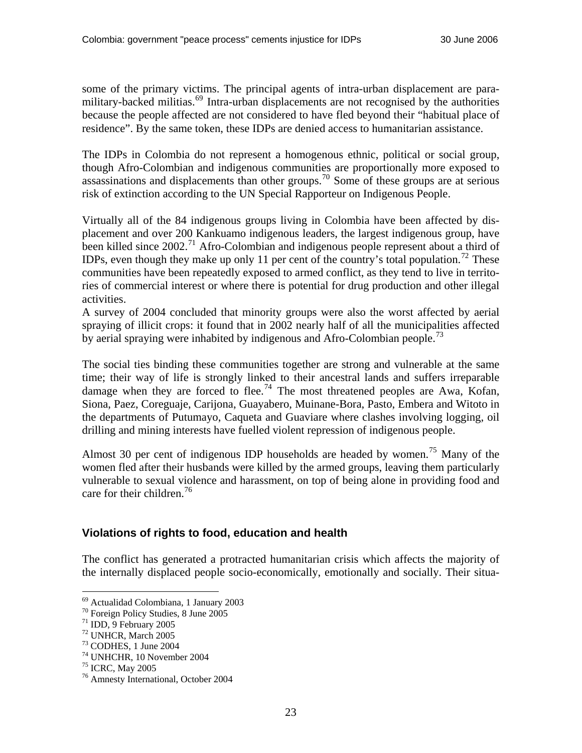some of the primary victims. The principal agents of intra-urban displacement are para-military-backed militias.[69] Intra-urban displacements are not recognised by the authorities because the people affected are not considered to have fled beyond their “habitual place of residence”. By the same token, these IDPs are denied access to humanitarian assistance.

The IDPs in Colombia do not represent a homogenous ethnic, political or social group, though Afro-Colombian and indigenous communities are proportionally more exposed to assassinations and displacements than other groups.[70] Some of these groups are at serious risk of extinction according to the UN Special Rapporteur on Indigenous People.

Virtually all of the 84 indigenous groups living in Colombia have been affected by displacement and over 200 Kankuamo indigenous leaders, the largest indigenous group, have been killed since 2002.[71] Afro-Colombian and indigenous people represent about a third of IDPs, even though they make up only 11 per cent of the country’s total population.[72] These communities have been repeatedly exposed to armed conflict, as they tend to live in territories of commercial interest or where there is potential for drug production and other illegal activities.
A survey of 2004 concluded that minority groups were also the worst affected by aerial spraying of illicit crops: it found that in 2002 nearly half of all the municipalities affected by aerial spraying were inhabited by indigenous and Afro-Colombian people.[73]

The social ties binding these communities together are strong and vulnerable at the same time; their way of life is strongly linked to their ancestral lands and suffers irreparable damage when they are forced to flee.[74] The most threatened peoples are Awa, Kofan, Siona, Paez, Coreguaje, Carijona, Guayabero, Muinane-Bora, Pasto, Embera and Witoto in the departments of Putumayo, Caqueta and Guaviare where clashes involving logging, oil drilling and mining interests have fuelled violent repression of indigenous people.

Almost 30 per cent of indigenous IDP households are headed by women.[75] Many of the women fled after their husbands were killed by the armed groups, leaving them particularly vulnerable to sexual violence and harassment, on top of being alone in providing food and care for their children.[76]

## Violations of rights to food, education and health

The conflict has generated a protracted humanitarian crisis which affects the majority of the internally displaced people socio-economically, emotionally and socially. Their situa-

---

[69] Actualidad Colombiana, 1 January 2003
[70] Foreign Policy Studies, 8 June 2005
[71] IDD, 9 February 2005
[72] UNHCR, March 2005
[73] CODHES, 1 June 2004
[74] UNHCHR, 10 November 2004
[75] ICRC, May 2005
[76] Amnesty International, October 2004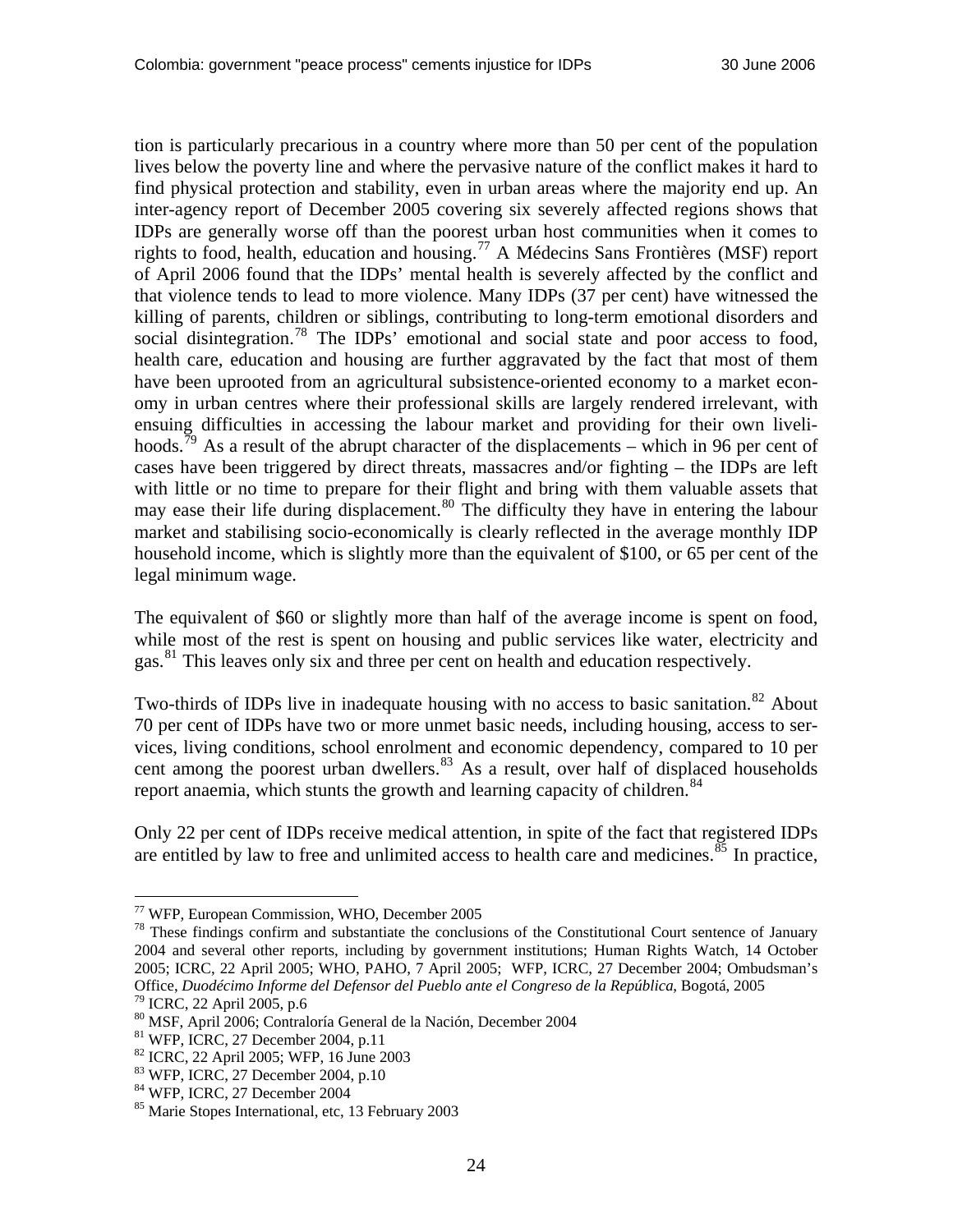tion is particularly precarious in a country where more than 50 per cent of the population lives below the poverty line and where the pervasive nature of the conflict makes it hard to find physical protection and stability, even in urban areas where the majority end up. An inter-agency report of December 2005 covering six severely affected regions shows that IDPs are generally worse off than the poorest urban host communities when it comes to rights to food, health, education and housing.[77] A Médecins Sans Frontières (MSF) report of April 2006 found that the IDPs' mental health is severely affected by the conflict and that violence tends to lead to more violence. Many IDPs (37 per cent) have witnessed the killing of parents, children or siblings, contributing to long-term emotional disorders and social disintegration.[78] The IDPs' emotional and social state and poor access to food, health care, education and housing are further aggravated by the fact that most of them have been uprooted from an agricultural subsistence-oriented economy to a market economy in urban centres where their professional skills are largely rendered irrelevant, with ensuing difficulties in accessing the labour market and providing for their own livelihoods.[79] As a result of the abrupt character of the displacements – which in 96 per cent of cases have been triggered by direct threats, massacres and/or fighting – the IDPs are left with little or no time to prepare for their flight and bring with them valuable assets that may ease their life during displacement.[80] The difficulty they have in entering the labour market and stabilising socio-economically is clearly reflected in the average monthly IDP household income, which is slightly more than the equivalent of $100, or 65 per cent of the legal minimum wage.

The equivalent of $60 or slightly more than half of the average income is spent on food, while most of the rest is spent on housing and public services like water, electricity and gas.[81] This leaves only six and three per cent on health and education respectively.

Two-thirds of IDPs live in inadequate housing with no access to basic sanitation.[82] About 70 per cent of IDPs have two or more unmet basic needs, including housing, access to services, living conditions, school enrolment and economic dependency, compared to 10 per cent among the poorest urban dwellers.[83] As a result, over half of displaced households report anaemia, which stunts the growth and learning capacity of children.[84]

Only 22 per cent of IDPs receive medical attention, in spite of the fact that registered IDPs are entitled by law to free and unlimited access to health care and medicines.[85] In practice,

---

[77] WFP, European Commission, WHO, December 2005

[78] These findings confirm and substantiate the conclusions of the Constitutional Court sentence of January 2004 and several other reports, including by government institutions; Human Rights Watch, 14 October 2005; ICRC, 22 April 2005; WHO, PAHO, 7 April 2005; WFP, ICRC, 27 December 2004; Ombudsman's Office, *Duodécimo Informe del Defensor del Pueblo ante el Congreso de la República*, Bogotá, 2005

[79] ICRC, 22 April 2005, p.6

[80] MSF, April 2006; Contraloría General de la Nación, December 2004

[81] WFP, ICRC, 27 December 2004, p.11

[82] ICRC, 22 April 2005; WFP, 16 June 2003

[83] WFP, ICRC, 27 December 2004, p.10

[84] WFP, ICRC, 27 December 2004

[85] Marie Stopes International, etc, 13 February 2003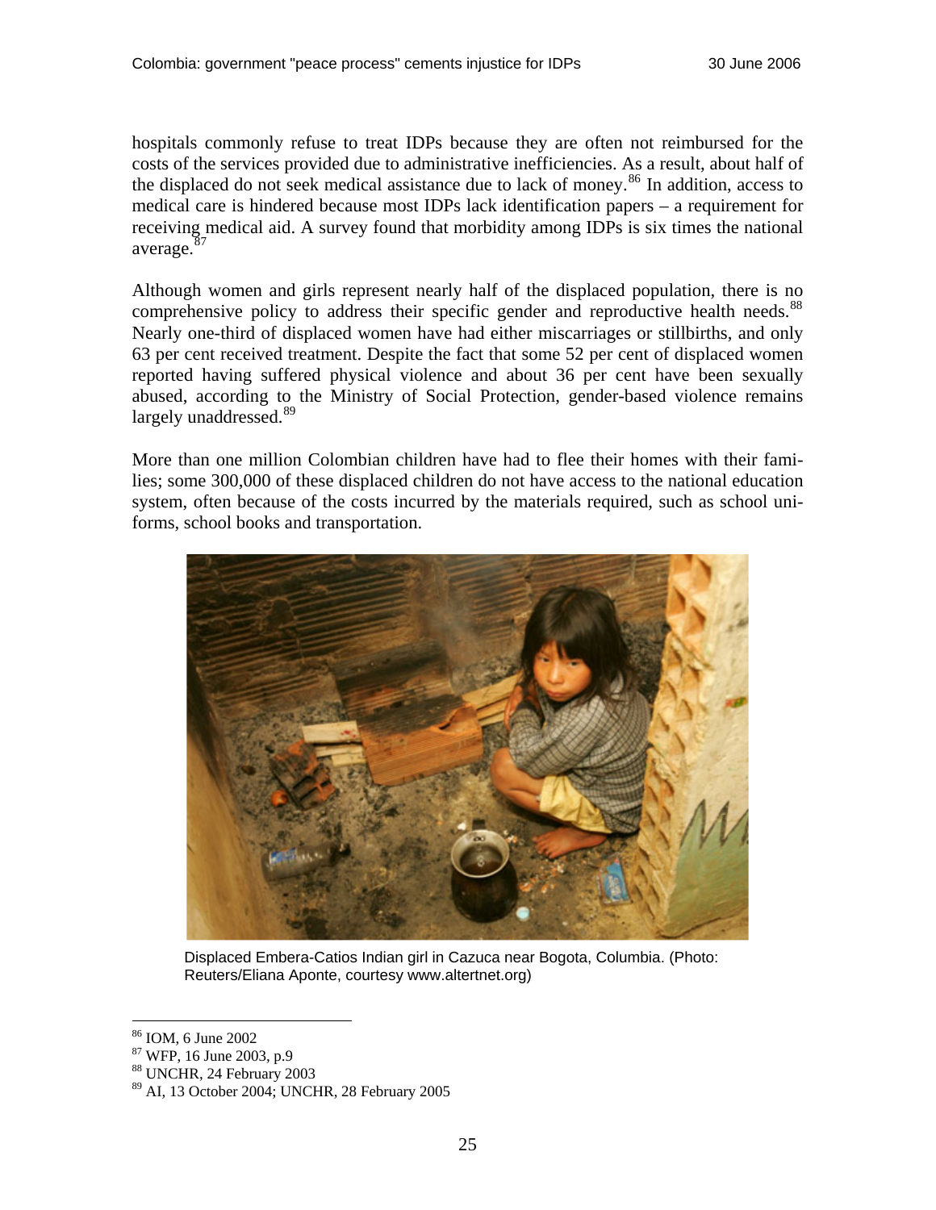hospitals commonly refuse to treat IDPs because they are often not reimbursed for the costs of the services provided due to administrative inefficiencies. As a result, about half of the displaced do not seek medical assistance due to lack of money.[86] In addition, access to medical care is hindered because most IDPs lack identification papers – a requirement for receiving medical aid. A survey found that morbidity among IDPs is six times the national average.[87]

Although women and girls represent nearly half of the displaced population, there is no comprehensive policy to address their specific gender and reproductive health needs.[88] Nearly one-third of displaced women have had either miscarriages or stillbirths, and only 63 per cent received treatment. Despite the fact that some 52 per cent of displaced women reported having suffered physical violence and about 36 per cent have been sexually abused, according to the Ministry of Social Protection, gender-based violence remains largely unaddressed.[89]

More than one million Colombian children have had to flee their homes with their families; some 300,000 of these displaced children do not have access to the national education system, often because of the costs incurred by the materials required, such as school uniforms, school books and transportation.

Displaced Embera-Catios Indian girl in Cazuca near Bogota, Columbia. (Photo: Reuters/Eliana Aponte, courtesy www.altertnet.org)

[86] IOM, 6 June 2002
[87] WFP, 16 June 2003, p.9
[88] UNCHR, 24 February 2003
[89] AI, 13 October 2004; UNCHR, 28 February 2005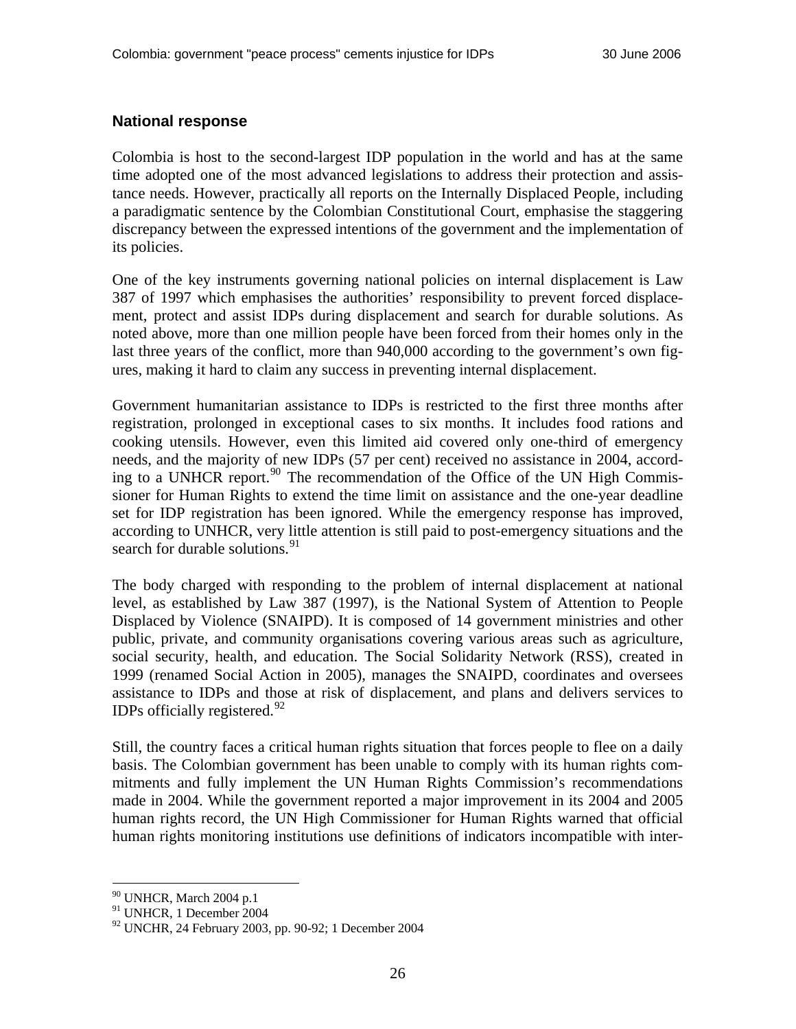## National response

Colombia is host to the second-largest IDP population in the world and has at the same time adopted one of the most advanced legislations to address their protection and assistance needs. However, practically all reports on the Internally Displaced People, including a paradigmatic sentence by the Colombian Constitutional Court, emphasise the staggering discrepancy between the expressed intentions of the government and the implementation of its policies.

One of the key instruments governing national policies on internal displacement is Law 387 of 1997 which emphasises the authorities' responsibility to prevent forced displacement, protect and assist IDPs during displacement and search for durable solutions. As noted above, more than one million people have been forced from their homes only in the last three years of the conflict, more than 940,000 according to the government's own figures, making it hard to claim any success in preventing internal displacement.

Government humanitarian assistance to IDPs is restricted to the first three months after registration, prolonged in exceptional cases to six months. It includes food rations and cooking utensils. However, even this limited aid covered only one-third of emergency needs, and the majority of new IDPs (57 per cent) received no assistance in 2004, according to a UNHCR report.[90] The recommendation of the Office of the UN High Commissioner for Human Rights to extend the time limit on assistance and the one-year deadline set for IDP registration has been ignored. While the emergency response has improved, according to UNHCR, very little attention is still paid to post-emergency situations and the search for durable solutions.[91]

The body charged with responding to the problem of internal displacement at national level, as established by Law 387 (1997), is the National System of Attention to People Displaced by Violence (SNAIPD). It is composed of 14 government ministries and other public, private, and community organisations covering various areas such as agriculture, social security, health, and education. The Social Solidarity Network (RSS), created in 1999 (renamed Social Action in 2005), manages the SNAIPD, coordinates and oversees assistance to IDPs and those at risk of displacement, and plans and delivers services to IDPs officially registered.[92]

Still, the country faces a critical human rights situation that forces people to flee on a daily basis. The Colombian government has been unable to comply with its human rights commitments and fully implement the UN Human Rights Commission's recommendations made in 2004. While the government reported a major improvement in its 2004 and 2005 human rights record, the UN High Commissioner for Human Rights warned that official human rights monitoring institutions use definitions of indicators incompatible with inter-

---

[90] UNHCR, March 2004 p.1
[91] UNHCR, 1 December 2004
[92] UNCHR, 24 February 2003, pp. 90-92; 1 December 2004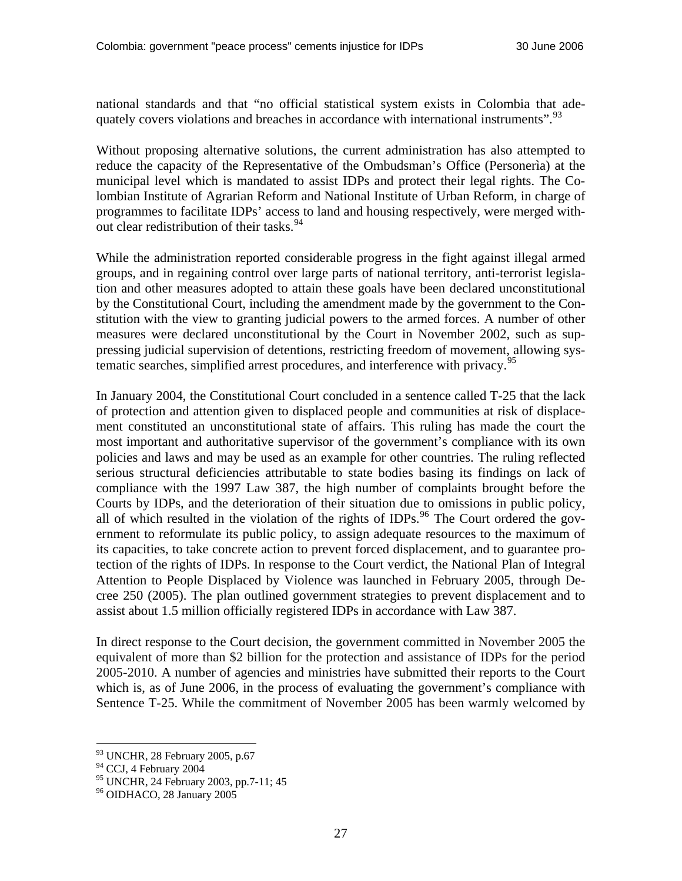national standards and that "no official statistical system exists in Colombia that adequately covers violations and breaches in accordance with international instruments".[93]

Without proposing alternative solutions, the current administration has also attempted to reduce the capacity of the Representative of the Ombudsman's Office (Personerìa) at the municipal level which is mandated to assist IDPs and protect their legal rights. The Colombian Institute of Agrarian Reform and National Institute of Urban Reform, in charge of programmes to facilitate IDPs' access to land and housing respectively, were merged without clear redistribution of their tasks.[94]

While the administration reported considerable progress in the fight against illegal armed groups, and in regaining control over large parts of national territory, anti-terrorist legislation and other measures adopted to attain these goals have been declared unconstitutional by the Constitutional Court, including the amendment made by the government to the Constitution with the view to granting judicial powers to the armed forces. A number of other measures were declared unconstitutional by the Court in November 2002, such as suppressing judicial supervision of detentions, restricting freedom of movement, allowing systematic searches, simplified arrest procedures, and interference with privacy.[95]

In January 2004, the Constitutional Court concluded in a sentence called T-25 that the lack of protection and attention given to displaced people and communities at risk of displacement constituted an unconstitutional state of affairs. This ruling has made the court the most important and authoritative supervisor of the government's compliance with its own policies and laws and may be used as an example for other countries. The ruling reflected serious structural deficiencies attributable to state bodies basing its findings on lack of compliance with the 1997 Law 387, the high number of complaints brought before the Courts by IDPs, and the deterioration of their situation due to omissions in public policy, all of which resulted in the violation of the rights of IDPs.[96] The Court ordered the government to reformulate its public policy, to assign adequate resources to the maximum of its capacities, to take concrete action to prevent forced displacement, and to guarantee protection of the rights of IDPs. In response to the Court verdict, the National Plan of Integral Attention to People Displaced by Violence was launched in February 2005, through Decree 250 (2005). The plan outlined government strategies to prevent displacement and to assist about 1.5 million officially registered IDPs in accordance with Law 387.

In direct response to the Court decision, the government committed in November 2005 the equivalent of more than $2 billion for the protection and assistance of IDPs for the period 2005-2010. A number of agencies and ministries have submitted their reports to the Court which is, as of June 2006, in the process of evaluating the government's compliance with Sentence T-25. While the commitment of November 2005 has been warmly welcomed by

---

[93] UNCHR, 28 February 2005, p.67

[94] CCJ, 4 February 2004

[95] UNCHR, 24 February 2003, pp.7-11; 45

[96] OIDHACO, 28 January 2005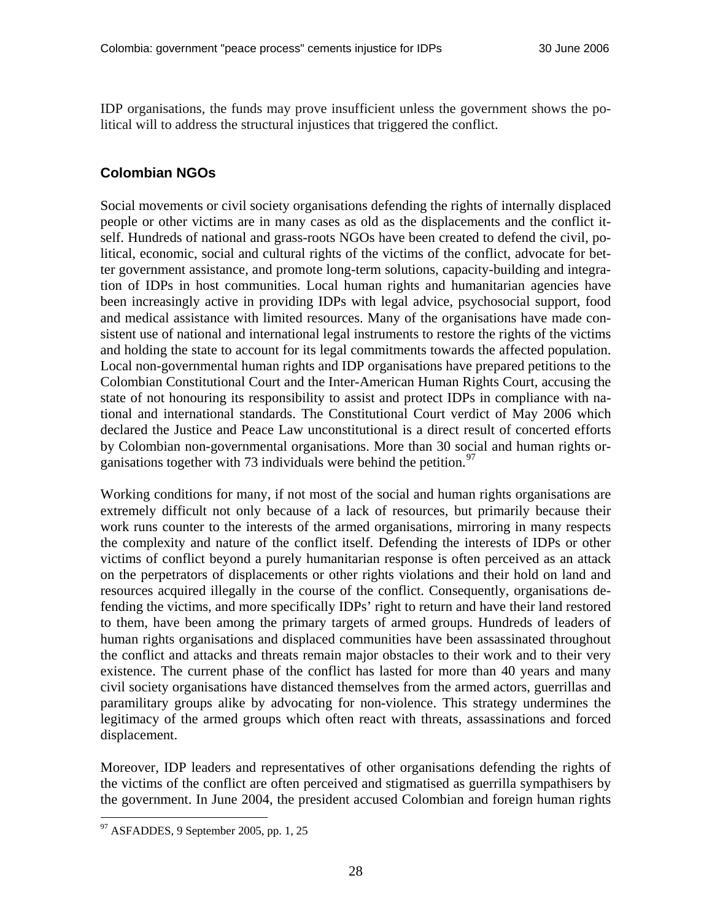IDP organisations, the funds may prove insufficient unless the government shows the political will to address the structural injustices that triggered the conflict.

## Colombian NGOs

Social movements or civil society organisations defending the rights of internally displaced people or other victims are in many cases as old as the displacements and the conflict itself. Hundreds of national and grass-roots NGOs have been created to defend the civil, political, economic, social and cultural rights of the victims of the conflict, advocate for better government assistance, and promote long-term solutions, capacity-building and integration of IDPs in host communities. Local human rights and humanitarian agencies have been increasingly active in providing IDPs with legal advice, psychosocial support, food and medical assistance with limited resources. Many of the organisations have made consistent use of national and international legal instruments to restore the rights of the victims and holding the state to account for its legal commitments towards the affected population. Local non-governmental human rights and IDP organisations have prepared petitions to the Colombian Constitutional Court and the Inter-American Human Rights Court, accusing the state of not honouring its responsibility to assist and protect IDPs in compliance with national and international standards. The Constitutional Court verdict of May 2006 which declared the Justice and Peace Law unconstitutional is a direct result of concerted efforts by Colombian non-governmental organisations. More than 30 social and human rights organisations together with 73 individuals were behind the petition.[97]

Working conditions for many, if not most of the social and human rights organisations are extremely difficult not only because of a lack of resources, but primarily because their work runs counter to the interests of the armed organisations, mirroring in many respects the complexity and nature of the conflict itself. Defending the interests of IDPs or other victims of conflict beyond a purely humanitarian response is often perceived as an attack on the perpetrators of displacements or other rights violations and their hold on land and resources acquired illegally in the course of the conflict. Consequently, organisations defending the victims, and more specifically IDPs' right to return and have their land restored to them, have been among the primary targets of armed groups. Hundreds of leaders of human rights organisations and displaced communities have been assassinated throughout the conflict and attacks and threats remain major obstacles to their work and to their very existence. The current phase of the conflict has lasted for more than 40 years and many civil society organisations have distanced themselves from the armed actors, guerrillas and paramilitary groups alike by advocating for non-violence. This strategy undermines the legitimacy of the armed groups which often react with threats, assassinations and forced displacement.

Moreover, IDP leaders and representatives of other organisations defending the rights of the victims of the conflict are often perceived and stigmatised as guerrilla sympathisers by the government. In June 2004, the president accused Colombian and foreign human rights

[97] ASFADDES, 9 September 2005, pp. 1, 25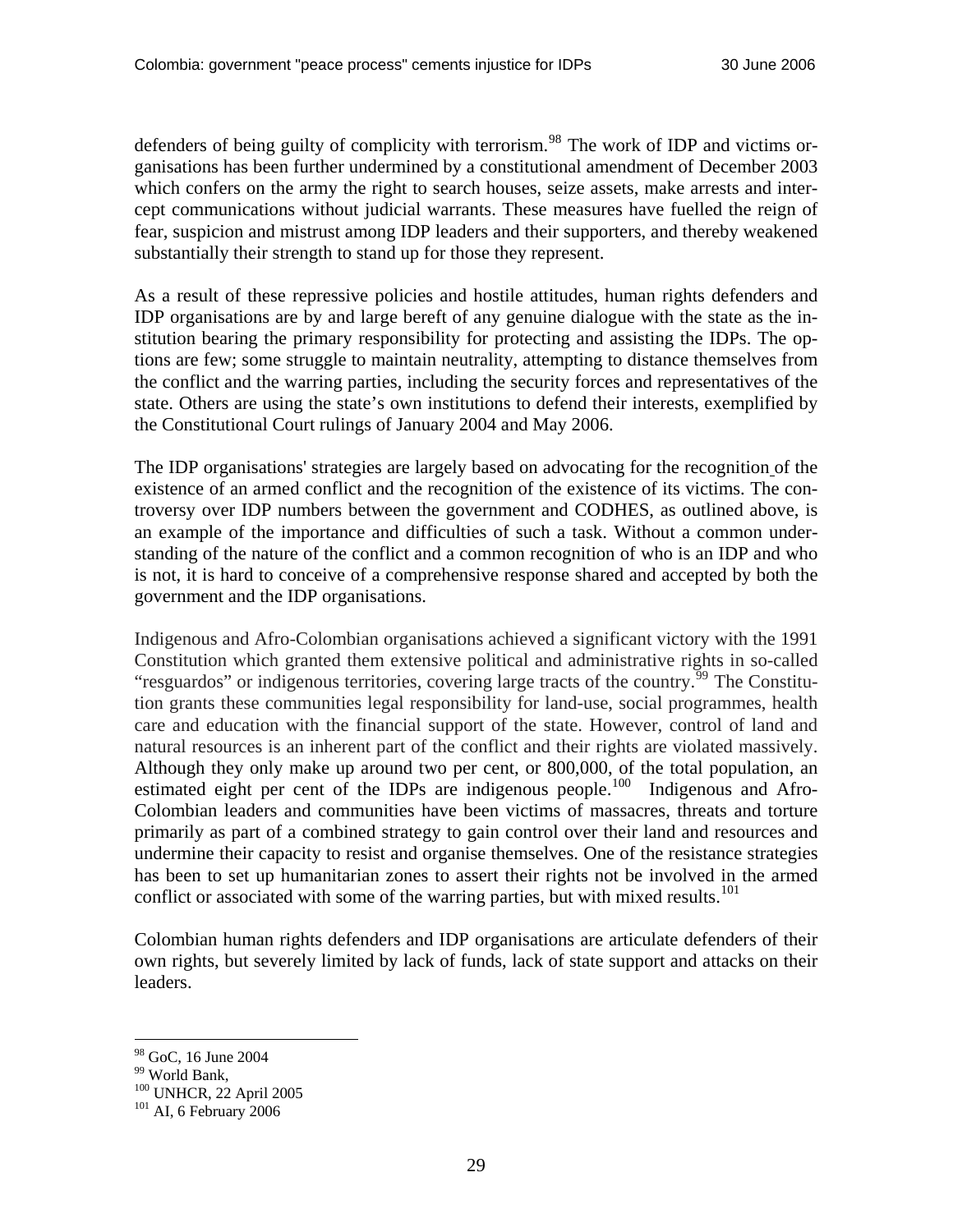defenders of being guilty of complicity with terrorism.[98] The work of IDP and victims organisations has been further undermined by a constitutional amendment of December 2003 which confers on the army the right to search houses, seize assets, make arrests and intercept communications without judicial warrants. These measures have fuelled the reign of fear, suspicion and mistrust among IDP leaders and their supporters, and thereby weakened substantially their strength to stand up for those they represent.

As a result of these repressive policies and hostile attitudes, human rights defenders and IDP organisations are by and large bereft of any genuine dialogue with the state as the institution bearing the primary responsibility for protecting and assisting the IDPs. The options are few; some struggle to maintain neutrality, attempting to distance themselves from the conflict and the warring parties, including the security forces and representatives of the state. Others are using the state's own institutions to defend their interests, exemplified by the Constitutional Court rulings of January 2004 and May 2006.

The IDP organisations' strategies are largely based on advocating for the recognition of the existence of an armed conflict and the recognition of the existence of its victims. The controversy over IDP numbers between the government and CODHES, as outlined above, is an example of the importance and difficulties of such a task. Without a common understanding of the nature of the conflict and a common recognition of who is an IDP and who is not, it is hard to conceive of a comprehensive response shared and accepted by both the government and the IDP organisations.

Indigenous and Afro-Colombian organisations achieved a significant victory with the 1991 Constitution which granted them extensive political and administrative rights in so-called "resguardos" or indigenous territories, covering large tracts of the country.[99] The Constitution grants these communities legal responsibility for land-use, social programmes, health care and education with the financial support of the state. However, control of land and natural resources is an inherent part of the conflict and their rights are violated massively. Although they only make up around two per cent, or 800,000, of the total population, an estimated eight per cent of the IDPs are indigenous people.[100] Indigenous and Afro-Colombian leaders and communities have been victims of massacres, threats and torture primarily as part of a combined strategy to gain control over their land and resources and undermine their capacity to resist and organise themselves. One of the resistance strategies has been to set up humanitarian zones to assert their rights not be involved in the armed conflict or associated with some of the warring parties, but with mixed results.[101]

Colombian human rights defenders and IDP organisations are articulate defenders of their own rights, but severely limited by lack of funds, lack of state support and attacks on their leaders.

---

[98] GoC, 16 June 2004

[99] World Bank,

[100] UNHCR, 22 April 2005

[101] AI, 6 February 2006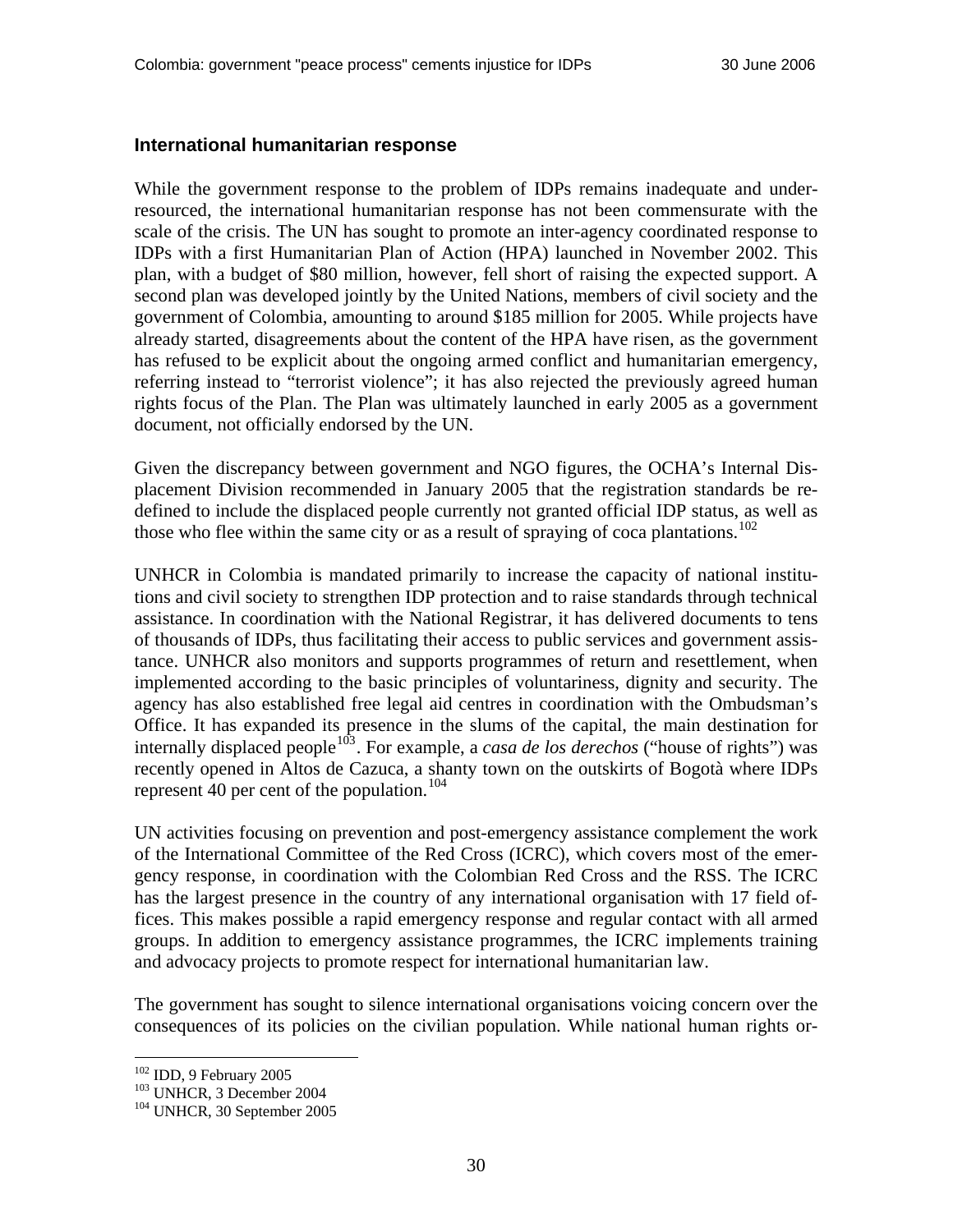## International humanitarian response

While the government response to the problem of IDPs remains inadequate and under-resourced, the international humanitarian response has not been commensurate with the scale of the crisis. The UN has sought to promote an inter-agency coordinated response to IDPs with a first Humanitarian Plan of Action (HPA) launched in November 2002. This plan, with a budget of $80 million, however, fell short of raising the expected support. A second plan was developed jointly by the United Nations, members of civil society and the government of Colombia, amounting to around $185 million for 2005. While projects have already started, disagreements about the content of the HPA have risen, as the government has refused to be explicit about the ongoing armed conflict and humanitarian emergency, referring instead to “terrorist violence”; it has also rejected the previously agreed human rights focus of the Plan. The Plan was ultimately launched in early 2005 as a government document, not officially endorsed by the UN.

Given the discrepancy between government and NGO figures, the OCHA’s Internal Displacement Division recommended in January 2005 that the registration standards be redefined to include the displaced people currently not granted official IDP status, as well as those who flee within the same city or as a result of spraying of coca plantations.[102]

UNHCR in Colombia is mandated primarily to increase the capacity of national institutions and civil society to strengthen IDP protection and to raise standards through technical assistance. In coordination with the National Registrar, it has delivered documents to tens of thousands of IDPs, thus facilitating their access to public services and government assistance. UNHCR also monitors and supports programmes of return and resettlement, when implemented according to the basic principles of voluntariness, dignity and security. The agency has also established free legal aid centres in coordination with the Ombudsman’s Office. It has expanded its presence in the slums of the capital, the main destination for internally displaced people[103]. For example, a *casa de los derechos* (“house of rights”) was recently opened in Altos de Cazuca, a shanty town on the outskirts of Bogotà where IDPs represent 40 per cent of the population.[104]

UN activities focusing on prevention and post-emergency assistance complement the work of the International Committee of the Red Cross (ICRC), which covers most of the emergency response, in coordination with the Colombian Red Cross and the RSS. The ICRC has the largest presence in the country of any international organisation with 17 field offices. This makes possible a rapid emergency response and regular contact with all armed groups. In addition to emergency assistance programmes, the ICRC implements training and advocacy projects to promote respect for international humanitarian law.

The government has sought to silence international organisations voicing concern over the consequences of its policies on the civilian population. While national human rights or-

---

[102] IDD, 9 February 2005
[103] UNHCR, 3 December 2004
[104] UNHCR, 30 September 2005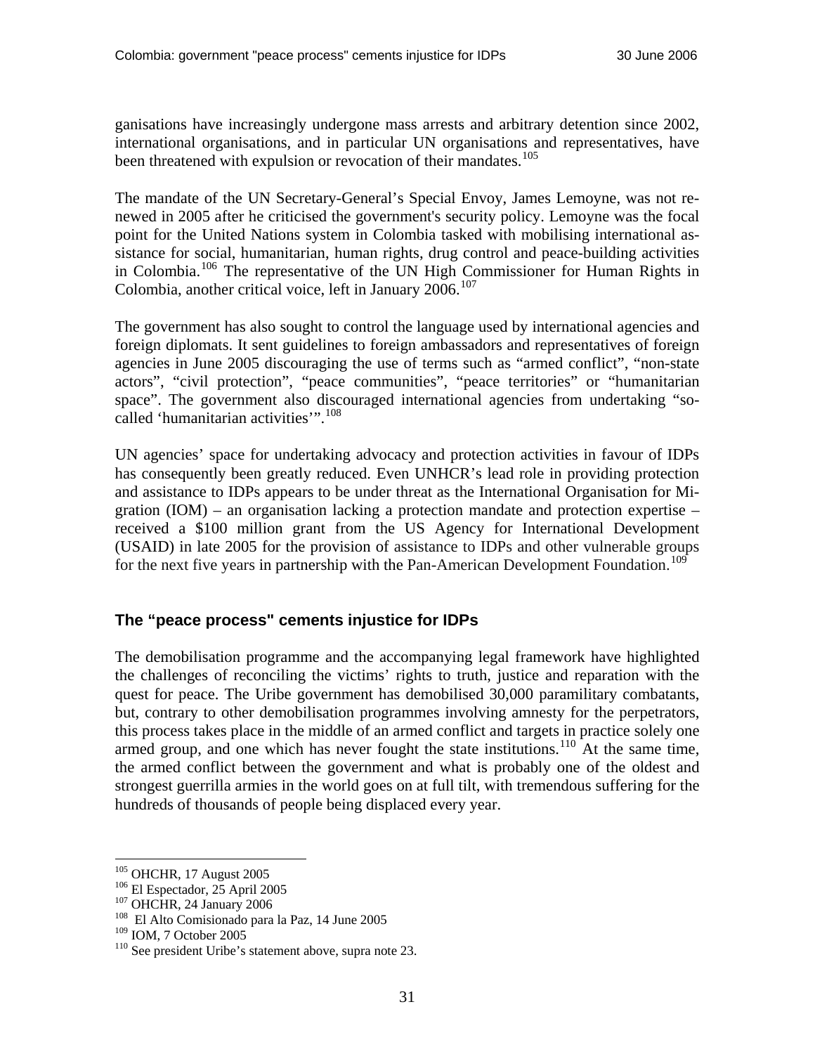ganisations have increasingly undergone mass arrests and arbitrary detention since 2002, international organisations, and in particular UN organisations and representatives, have been threatened with expulsion or revocation of their mandates.[105]

The mandate of the UN Secretary-General's Special Envoy, James Lemoyne, was not renewed in 2005 after he criticised the government's security policy. Lemoyne was the focal point for the United Nations system in Colombia tasked with mobilising international assistance for social, humanitarian, human rights, drug control and peace-building activities in Colombia.[106] The representative of the UN High Commissioner for Human Rights in Colombia, another critical voice, left in January 2006.[107]

The government has also sought to control the language used by international agencies and foreign diplomats. It sent guidelines to foreign ambassadors and representatives of foreign agencies in June 2005 discouraging the use of terms such as "armed conflict", "non-state actors", "civil protection", "peace communities", "peace territories" or "humanitarian space". The government also discouraged international agencies from undertaking "so-called 'humanitarian activities'".[108]

UN agencies' space for undertaking advocacy and protection activities in favour of IDPs has consequently been greatly reduced. Even UNHCR's lead role in providing protection and assistance to IDPs appears to be under threat as the International Organisation for Migration (IOM) – an organisation lacking a protection mandate and protection expertise – received a $100 million grant from the US Agency for International Development (USAID) in late 2005 for the provision of assistance to IDPs and other vulnerable groups for the next five years in partnership with the Pan-American Development Foundation.[109]

### The "peace process" cements injustice for IDPs

The demobilisation programme and the accompanying legal framework have highlighted the challenges of reconciling the victims' rights to truth, justice and reparation with the quest for peace. The Uribe government has demobilised 30,000 paramilitary combatants, but, contrary to other demobilisation programmes involving amnesty for the perpetrators, this process takes place in the middle of an armed conflict and targets in practice solely one armed group, and one which has never fought the state institutions.[110] At the same time, the armed conflict between the government and what is probably one of the oldest and strongest guerrilla armies in the world goes on at full tilt, with tremendous suffering for the hundreds of thousands of people being displaced every year.

---

[105] OHCHR, 17 August 2005
[106] El Espectador, 25 April 2005
[107] OHCHR, 24 January 2006
[108] El Alto Comisionado para la Paz, 14 June 2005
[109] IOM, 7 October 2005
[110] See president Uribe's statement above, supra note 23.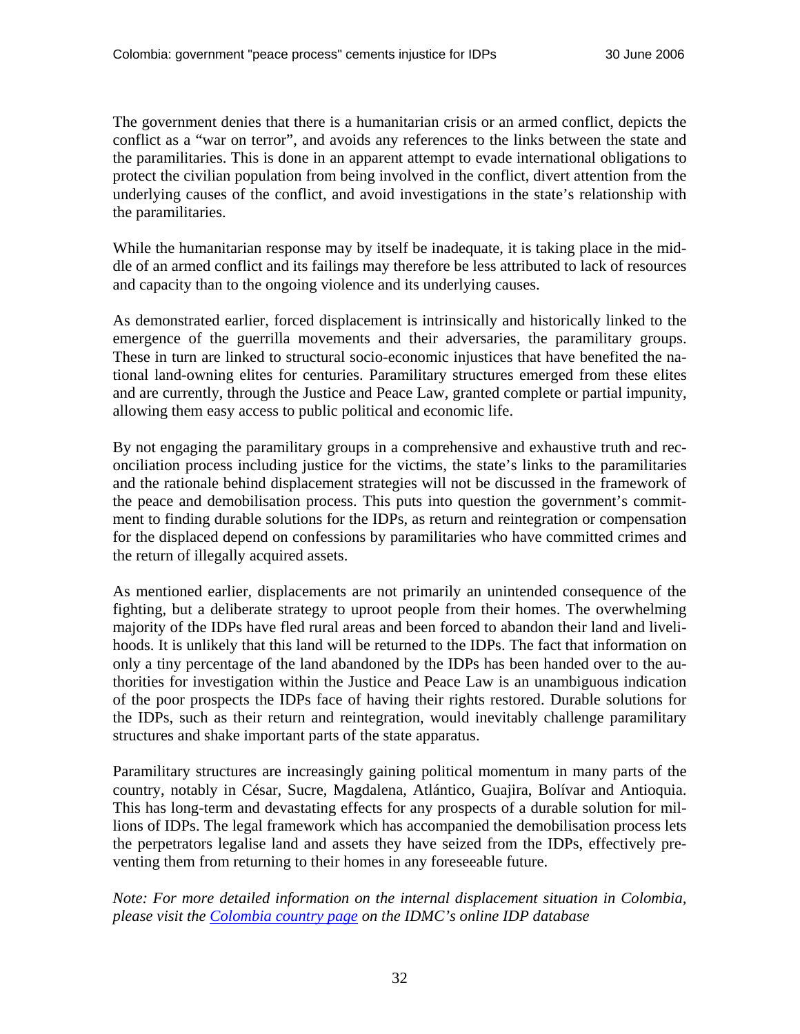The government denies that there is a humanitarian crisis or an armed conflict, depicts the conflict as a "war on terror", and avoids any references to the links between the state and the paramilitaries. This is done in an apparent attempt to evade international obligations to protect the civilian population from being involved in the conflict, divert attention from the underlying causes of the conflict, and avoid investigations in the state's relationship with the paramilitaries.

While the humanitarian response may by itself be inadequate, it is taking place in the middle of an armed conflict and its failings may therefore be less attributed to lack of resources and capacity than to the ongoing violence and its underlying causes.

As demonstrated earlier, forced displacement is intrinsically and historically linked to the emergence of the guerrilla movements and their adversaries, the paramilitary groups. These in turn are linked to structural socio-economic injustices that have benefited the national land-owning elites for centuries. Paramilitary structures emerged from these elites and are currently, through the Justice and Peace Law, granted complete or partial impunity, allowing them easy access to public political and economic life.

By not engaging the paramilitary groups in a comprehensive and exhaustive truth and reconciliation process including justice for the victims, the state's links to the paramilitaries and the rationale behind displacement strategies will not be discussed in the framework of the peace and demobilisation process. This puts into question the government's commitment to finding durable solutions for the IDPs, as return and reintegration or compensation for the displaced depend on confessions by paramilitaries who have committed crimes and the return of illegally acquired assets.

As mentioned earlier, displacements are not primarily an unintended consequence of the fighting, but a deliberate strategy to uproot people from their homes. The overwhelming majority of the IDPs have fled rural areas and been forced to abandon their land and livelihoods. It is unlikely that this land will be returned to the IDPs. The fact that information on only a tiny percentage of the land abandoned by the IDPs has been handed over to the authorities for investigation within the Justice and Peace Law is an unambiguous indication of the poor prospects the IDPs face of having their rights restored. Durable solutions for the IDPs, such as their return and reintegration, would inevitably challenge paramilitary structures and shake important parts of the state apparatus.

Paramilitary structures are increasingly gaining political momentum in many parts of the country, notably in César, Sucre, Magdalena, Atlántico, Guajira, Bolívar and Antioquia. This has long-term and devastating effects for any prospects of a durable solution for millions of IDPs. The legal framework which has accompanied the demobilisation process lets the perpetrators legalise land and assets they have seized from the IDPs, effectively preventing them from returning to their homes in any foreseeable future.

*Note: For more detailed information on the internal displacement situation in Colombia, please visit the [Colombia country page]() on the IDMC's online IDP database*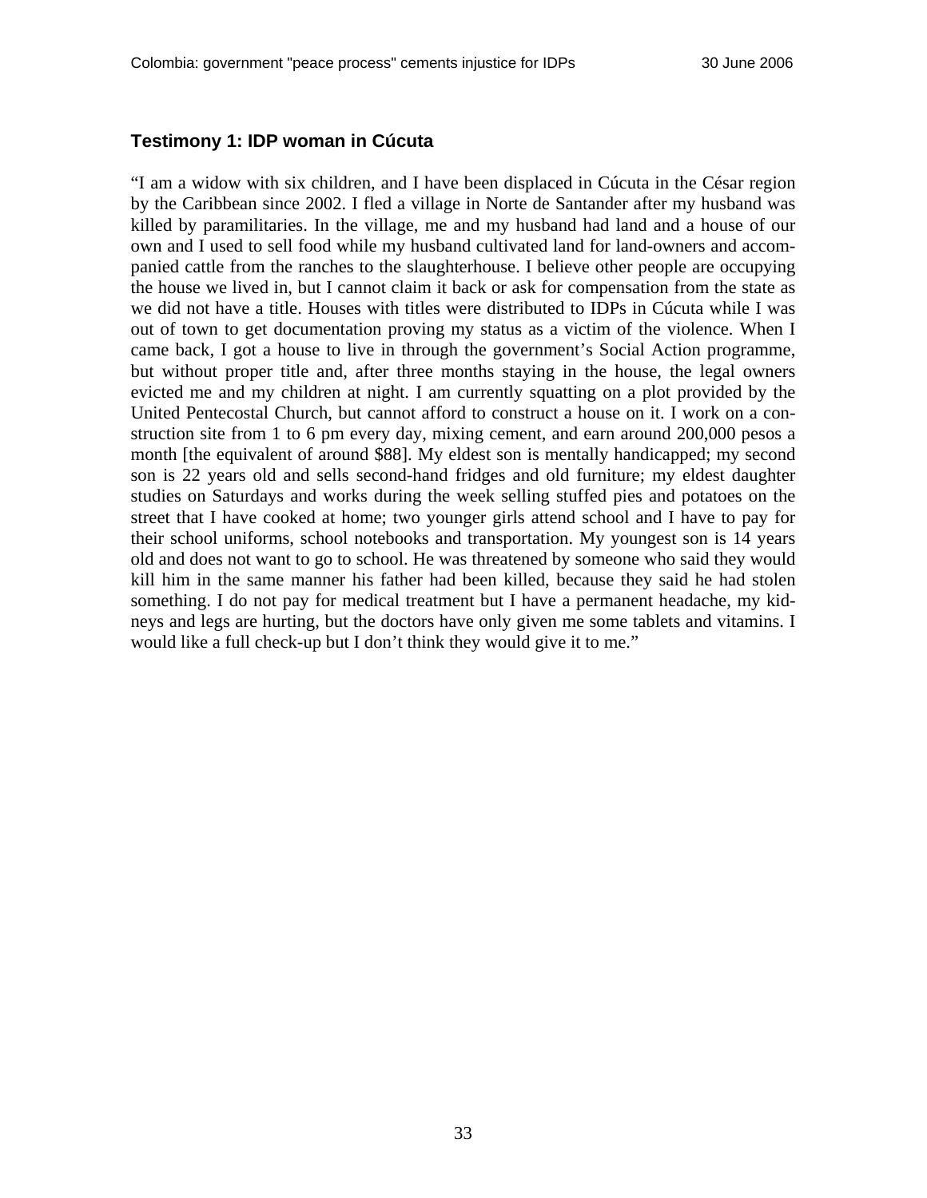### Testimony 1: IDP woman in Cúcuta

"I am a widow with six children, and I have been displaced in Cúcuta in the César region by the Caribbean since 2002. I fled a village in Norte de Santander after my husband was killed by paramilitaries. In the village, me and my husband had land and a house of our own and I used to sell food while my husband cultivated land for land-owners and accompanied cattle from the ranches to the slaughterhouse. I believe other people are occupying the house we lived in, but I cannot claim it back or ask for compensation from the state as we did not have a title. Houses with titles were distributed to IDPs in Cúcuta while I was out of town to get documentation proving my status as a victim of the violence. When I came back, I got a house to live in through the government's Social Action programme, but without proper title and, after three months staying in the house, the legal owners evicted me and my children at night. I am currently squatting on a plot provided by the United Pentecostal Church, but cannot afford to construct a house on it. I work on a construction site from 1 to 6 pm every day, mixing cement, and earn around 200,000 pesos a month [the equivalent of around $88]. My eldest son is mentally handicapped; my second son is 22 years old and sells second-hand fridges and old furniture; my eldest daughter studies on Saturdays and works during the week selling stuffed pies and potatoes on the street that I have cooked at home; two younger girls attend school and I have to pay for their school uniforms, school notebooks and transportation. My youngest son is 14 years old and does not want to go to school. He was threatened by someone who said they would kill him in the same manner his father had been killed, because they said he had stolen something. I do not pay for medical treatment but I have a permanent headache, my kidneys and legs are hurting, but the doctors have only given me some tablets and vitamins. I would like a full check-up but I don't think they would give it to me."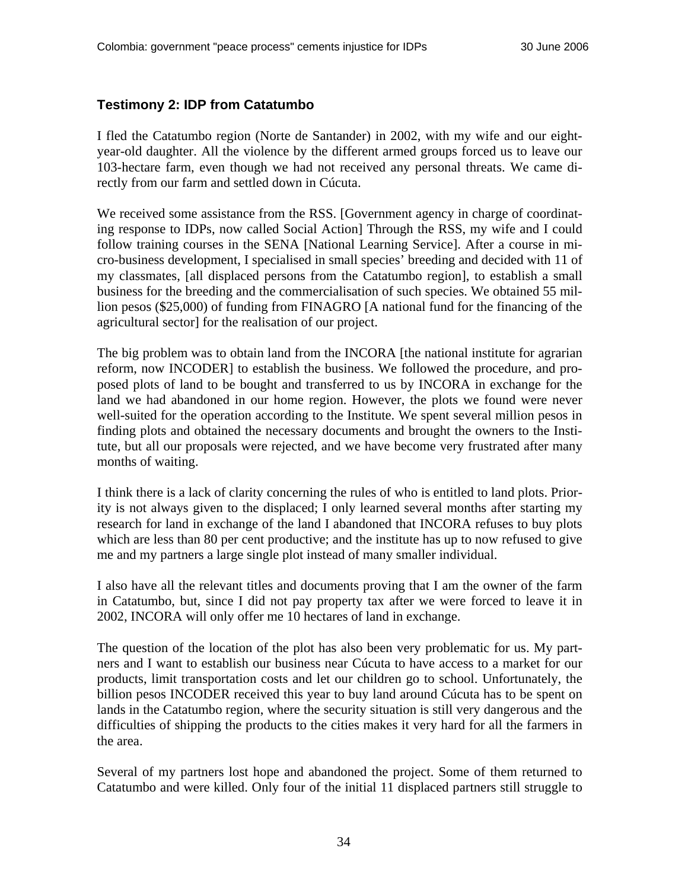### Testimony 2: IDP from Catatumbo

I fled the Catatumbo region (Norte de Santander) in 2002, with my wife and our eight-year-old daughter. All the violence by the different armed groups forced us to leave our 103-hectare farm, even though we had not received any personal threats. We came directly from our farm and settled down in Cúcuta.

We received some assistance from the RSS. [Government agency in charge of coordinating response to IDPs, now called Social Action] Through the RSS, my wife and I could follow training courses in the SENA [National Learning Service]. After a course in micro-business development, I specialised in small species' breeding and decided with 11 of my classmates, [all displaced persons from the Catatumbo region], to establish a small business for the breeding and the commercialisation of such species. We obtained 55 million pesos ($25,000) of funding from FINAGRO [A national fund for the financing of the agricultural sector] for the realisation of our project.

The big problem was to obtain land from the INCORA [the national institute for agrarian reform, now INCODER] to establish the business. We followed the procedure, and proposed plots of land to be bought and transferred to us by INCORA in exchange for the land we had abandoned in our home region. However, the plots we found were never well-suited for the operation according to the Institute. We spent several million pesos in finding plots and obtained the necessary documents and brought the owners to the Institute, but all our proposals were rejected, and we have become very frustrated after many months of waiting.

I think there is a lack of clarity concerning the rules of who is entitled to land plots. Priority is not always given to the displaced; I only learned several months after starting my research for land in exchange of the land I abandoned that INCORA refuses to buy plots which are less than 80 per cent productive; and the institute has up to now refused to give me and my partners a large single plot instead of many smaller individual.

I also have all the relevant titles and documents proving that I am the owner of the farm in Catatumbo, but, since I did not pay property tax after we were forced to leave it in 2002, INCORA will only offer me 10 hectares of land in exchange.

The question of the location of the plot has also been very problematic for us. My partners and I want to establish our business near Cúcuta to have access to a market for our products, limit transportation costs and let our children go to school. Unfortunately, the billion pesos INCODER received this year to buy land around Cúcuta has to be spent on lands in the Catatumbo region, where the security situation is still very dangerous and the difficulties of shipping the products to the cities makes it very hard for all the farmers in the area.

Several of my partners lost hope and abandoned the project. Some of them returned to Catatumbo and were killed. Only four of the initial 11 displaced partners still struggle to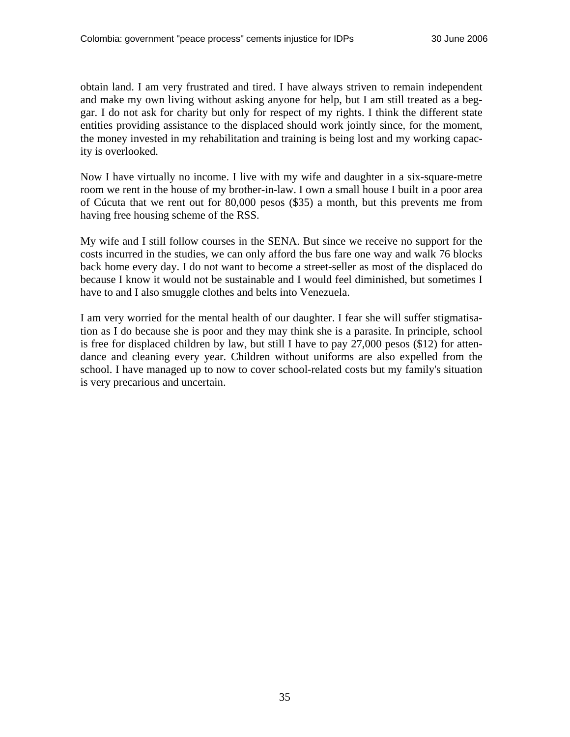obtain land. I am very frustrated and tired. I have always striven to remain independent and make my own living without asking anyone for help, but I am still treated as a beggar. I do not ask for charity but only for respect of my rights. I think the different state entities providing assistance to the displaced should work jointly since, for the moment, the money invested in my rehabilitation and training is being lost and my working capacity is overlooked.

Now I have virtually no income. I live with my wife and daughter in a six-square-metre room we rent in the house of my brother-in-law. I own a small house I built in a poor area of Cúcuta that we rent out for 80,000 pesos ($35) a month, but this prevents me from having free housing scheme of the RSS.

My wife and I still follow courses in the SENA. But since we receive no support for the costs incurred in the studies, we can only afford the bus fare one way and walk 76 blocks back home every day. I do not want to become a street-seller as most of the displaced do because I know it would not be sustainable and I would feel diminished, but sometimes I have to and I also smuggle clothes and belts into Venezuela.

I am very worried for the mental health of our daughter. I fear she will suffer stigmatisation as I do because she is poor and they may think she is a parasite. In principle, school is free for displaced children by law, but still I have to pay 27,000 pesos ($12) for attendance and cleaning every year. Children without uniforms are also expelled from the school. I have managed up to now to cover school-related costs but my family's situation is very precarious and uncertain.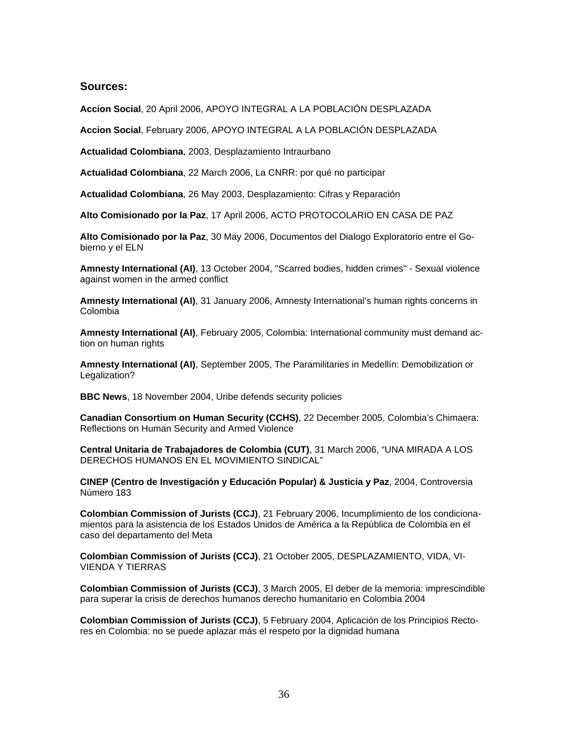## Sources:

**Accion Social**, 20 April 2006, APOYO INTEGRAL A LA POBLACIÓN DESPLAZADA

**Accion Social**, February 2006, APOYO INTEGRAL A LA POBLACIÓN DESPLAZADA

**Actualidad Colombiana**, 2003, Desplazamiento Intraurbano

**Actualidad Colombiana**, 22 March 2006, La CNRR: por qué no participar

**Actualidad Colombiana**, 26 May 2003, Desplazamiento: Cifras y Reparación

**Alto Comisionado por la Paz**, 17 April 2006, ACTO PROTOCOLARIO EN CASA DE PAZ

**Alto Comisionado por la Paz**, 30 May 2006, Documentos del Dialogo Exploratorio entre el Gobierno y el ELN

**Amnesty International (AI)**, 13 October 2004, "Scarred bodies, hidden crimes" - Sexual violence against women in the armed conflict

**Amnesty International (AI)**, 31 January 2006, Amnesty International's human rights concerns in Colombia

**Amnesty International (AI)**, February 2005, Colombia: International community must demand action on human rights

**Amnesty International (AI)**, September 2005, The Paramilitaries in Medellín: Demobilization or Legalization?

**BBC News**, 18 November 2004, Uribe defends security policies

**Canadian Consortium on Human Security (CCHS)**, 22 December 2005, Colombia's Chimaera: Reflections on Human Security and Armed Violence

**Central Unitaria de Trabajadores de Colombia (CUT)**, 31 March 2006, "UNA MIRADA A LOS DERECHOS HUMANOS EN EL MOVIMIENTO SINDICAL"

**CINEP (Centro de Investigación y Educación Popular) & Justicia y Paz**, 2004, Controversia Número 183

**Colombian Commission of Jurists (CCJ)**, 21 February 2006, Incumplimiento de los condicionamientos para la asistencia de los Estados Unidos de América a la República de Colombia en el caso del departamento del Meta

**Colombian Commission of Jurists (CCJ)**, 21 October 2005, DESPLAZAMIENTO, VIDA, VIVIENDA Y TIERRAS

**Colombian Commission of Jurists (CCJ)**, 3 March 2005, El deber de la memoria: imprescindible para superar la crisis de derechos humanos derecho humanitario en Colombia 2004

**Colombian Commission of Jurists (CCJ)**, 5 February 2004, Aplicación de los Principios Rectores en Colombia: no se puede aplazar más el respeto por la dignidad humana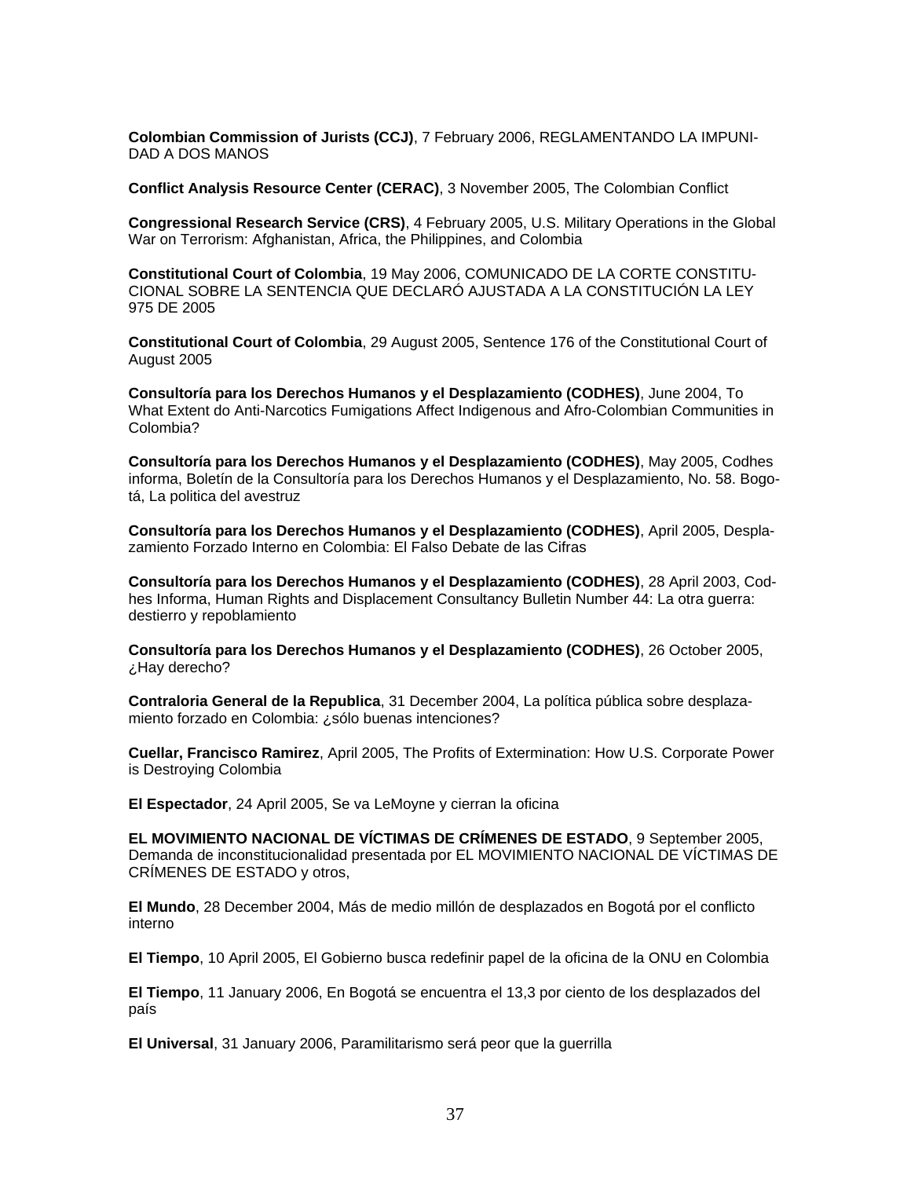**Colombian Commission of Jurists (CCJ)**, 7 February 2006, REGLAMENTANDO LA IMPUNIDAD A DOS MANOS

**Conflict Analysis Resource Center (CERAC)**, 3 November 2005, The Colombian Conflict

**Congressional Research Service (CRS)**, 4 February 2005, U.S. Military Operations in the Global War on Terrorism: Afghanistan, Africa, the Philippines, and Colombia

**Constitutional Court of Colombia**, 19 May 2006, COMUNICADO DE LA CORTE CONSTITUCIONAL SOBRE LA SENTENCIA QUE DECLARÓ AJUSTADA A LA CONSTITUCIÓN LA LEY 975 DE 2005

**Constitutional Court of Colombia**, 29 August 2005, Sentence 176 of the Constitutional Court of August 2005

**Consultoría para los Derechos Humanos y el Desplazamiento (CODHES)**, June 2004, To What Extent do Anti-Narcotics Fumigations Affect Indigenous and Afro-Colombian Communities in Colombia?

**Consultoría para los Derechos Humanos y el Desplazamiento (CODHES)**, May 2005, Codhes informa, Boletín de la Consultoría para los Derechos Humanos y el Desplazamiento, No. 58. Bogotá, La politica del avestruz

**Consultoría para los Derechos Humanos y el Desplazamiento (CODHES)**, April 2005, Desplazamiento Forzado Interno en Colombia: El Falso Debate de las Cifras

**Consultoría para los Derechos Humanos y el Desplazamiento (CODHES)**, 28 April 2003, Codhes Informa, Human Rights and Displacement Consultancy Bulletin Number 44: La otra guerra: destierro y repoblamiento

**Consultoría para los Derechos Humanos y el Desplazamiento (CODHES)**, 26 October 2005, ¿Hay derecho?

**Contraloria General de la Republica**, 31 December 2004, La política pública sobre desplazamiento forzado en Colombia: ¿sólo buenas intenciones?

**Cuellar, Francisco Ramirez**, April 2005, The Profits of Extermination: How U.S. Corporate Power is Destroying Colombia

**El Espectador**, 24 April 2005, Se va LeMoyne y cierran la oficina

**EL MOVIMIENTO NACIONAL DE VÍCTIMAS DE CRÍMENES DE ESTADO**, 9 September 2005, Demanda de inconstitucionalidad presentada por EL MOVIMIENTO NACIONAL DE VÍCTIMAS DE CRÍMENES DE ESTADO y otros,

**El Mundo**, 28 December 2004, Más de medio millón de desplazados en Bogotá por el conflicto interno

**El Tiempo**, 10 April 2005, El Gobierno busca redefinir papel de la oficina de la ONU en Colombia

**El Tiempo**, 11 January 2006, En Bogotá se encuentra el 13,3 por ciento de los desplazados del país

**El Universal**, 31 January 2006, Paramilitarismo será peor que la guerrilla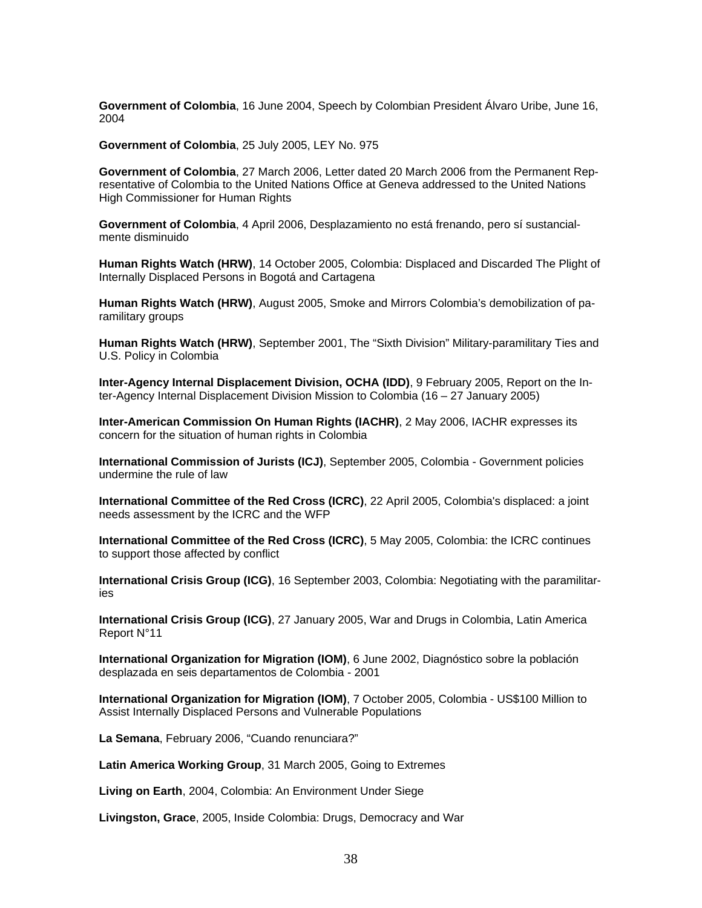**Government of Colombia**, 16 June 2004, Speech by Colombian President Álvaro Uribe, June 16, 2004

**Government of Colombia**, 25 July 2005, LEY No. 975

**Government of Colombia**, 27 March 2006, Letter dated 20 March 2006 from the Permanent Representative of Colombia to the United Nations Office at Geneva addressed to the United Nations High Commissioner for Human Rights

**Government of Colombia**, 4 April 2006, Desplazamiento no está frenando, pero sí sustancialmente disminuido

**Human Rights Watch (HRW)**, 14 October 2005, Colombia: Displaced and Discarded The Plight of Internally Displaced Persons in Bogotá and Cartagena

**Human Rights Watch (HRW)**, August 2005, Smoke and Mirrors Colombia's demobilization of paramilitary groups

**Human Rights Watch (HRW)**, September 2001, The "Sixth Division" Military-paramilitary Ties and U.S. Policy in Colombia

**Inter-Agency Internal Displacement Division, OCHA (IDD)**, 9 February 2005, Report on the Inter-Agency Internal Displacement Division Mission to Colombia (16 – 27 January 2005)

**Inter-American Commission On Human Rights (IACHR)**, 2 May 2006, IACHR expresses its concern for the situation of human rights in Colombia

**International Commission of Jurists (ICJ)**, September 2005, Colombia - Government policies undermine the rule of law

**International Committee of the Red Cross (ICRC)**, 22 April 2005, Colombia's displaced: a joint needs assessment by the ICRC and the WFP

**International Committee of the Red Cross (ICRC)**, 5 May 2005, Colombia: the ICRC continues to support those affected by conflict

**International Crisis Group (ICG)**, 16 September 2003, Colombia: Negotiating with the paramilitaries

**International Crisis Group (ICG)**, 27 January 2005, War and Drugs in Colombia, Latin America Report N°11

**International Organization for Migration (IOM)**, 6 June 2002, Diagnóstico sobre la población desplazada en seis departamentos de Colombia - 2001

**International Organization for Migration (IOM)**, 7 October 2005, Colombia - US$100 Million to Assist Internally Displaced Persons and Vulnerable Populations

**La Semana**, February 2006, "Cuando renunciara?"

**Latin America Working Group**, 31 March 2005, Going to Extremes

**Living on Earth**, 2004, Colombia: An Environment Under Siege

**Livingston, Grace**, 2005, Inside Colombia: Drugs, Democracy and War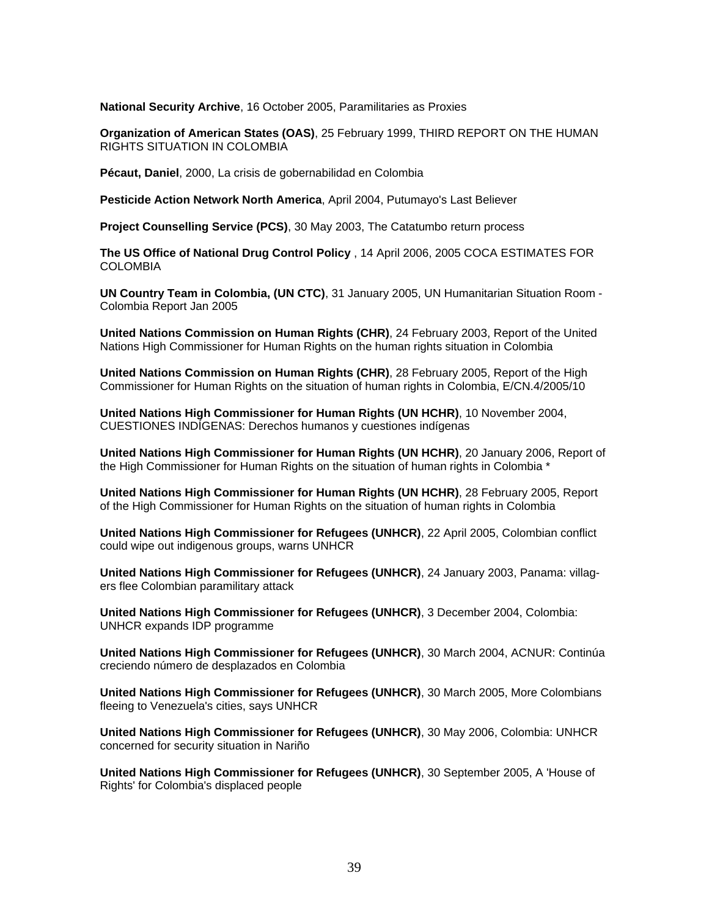**National Security Archive**, 16 October 2005, Paramilitaries as Proxies

**Organization of American States (OAS)**, 25 February 1999, THIRD REPORT ON THE HUMAN RIGHTS SITUATION IN COLOMBIA

**Pécaut, Daniel**, 2000, La crisis de gobernabilidad en Colombia

**Pesticide Action Network North America**, April 2004, Putumayo's Last Believer

**Project Counselling Service (PCS)**, 30 May 2003, The Catatumbo return process

**The US Office of National Drug Control Policy** , 14 April 2006, 2005 COCA ESTIMATES FOR COLOMBIA

**UN Country Team in Colombia, (UN CTC)**, 31 January 2005, UN Humanitarian Situation Room - Colombia Report Jan 2005

**United Nations Commission on Human Rights (CHR)**, 24 February 2003, Report of the United Nations High Commissioner for Human Rights on the human rights situation in Colombia

**United Nations Commission on Human Rights (CHR)**, 28 February 2005, Report of the High Commissioner for Human Rights on the situation of human rights in Colombia, E/CN.4/2005/10

**United Nations High Commissioner for Human Rights (UN HCHR)**, 10 November 2004, CUESTIONES INDÍGENAS: Derechos humanos y cuestiones indígenas

**United Nations High Commissioner for Human Rights (UN HCHR)**, 20 January 2006, Report of the High Commissioner for Human Rights on the situation of human rights in Colombia *

**United Nations High Commissioner for Human Rights (UN HCHR)**, 28 February 2005, Report of the High Commissioner for Human Rights on the situation of human rights in Colombia

**United Nations High Commissioner for Refugees (UNHCR)**, 22 April 2005, Colombian conflict could wipe out indigenous groups, warns UNHCR

**United Nations High Commissioner for Refugees (UNHCR)**, 24 January 2003, Panama: villagers flee Colombian paramilitary attack

**United Nations High Commissioner for Refugees (UNHCR)**, 3 December 2004, Colombia: UNHCR expands IDP programme

**United Nations High Commissioner for Refugees (UNHCR)**, 30 March 2004, ACNUR: Continúa creciendo número de desplazados en Colombia

**United Nations High Commissioner for Refugees (UNHCR)**, 30 March 2005, More Colombians fleeing to Venezuela's cities, says UNHCR

**United Nations High Commissioner for Refugees (UNHCR)**, 30 May 2006, Colombia: UNHCR concerned for security situation in Nariño

**United Nations High Commissioner for Refugees (UNHCR)**, 30 September 2005, A 'House of Rights' for Colombia's displaced people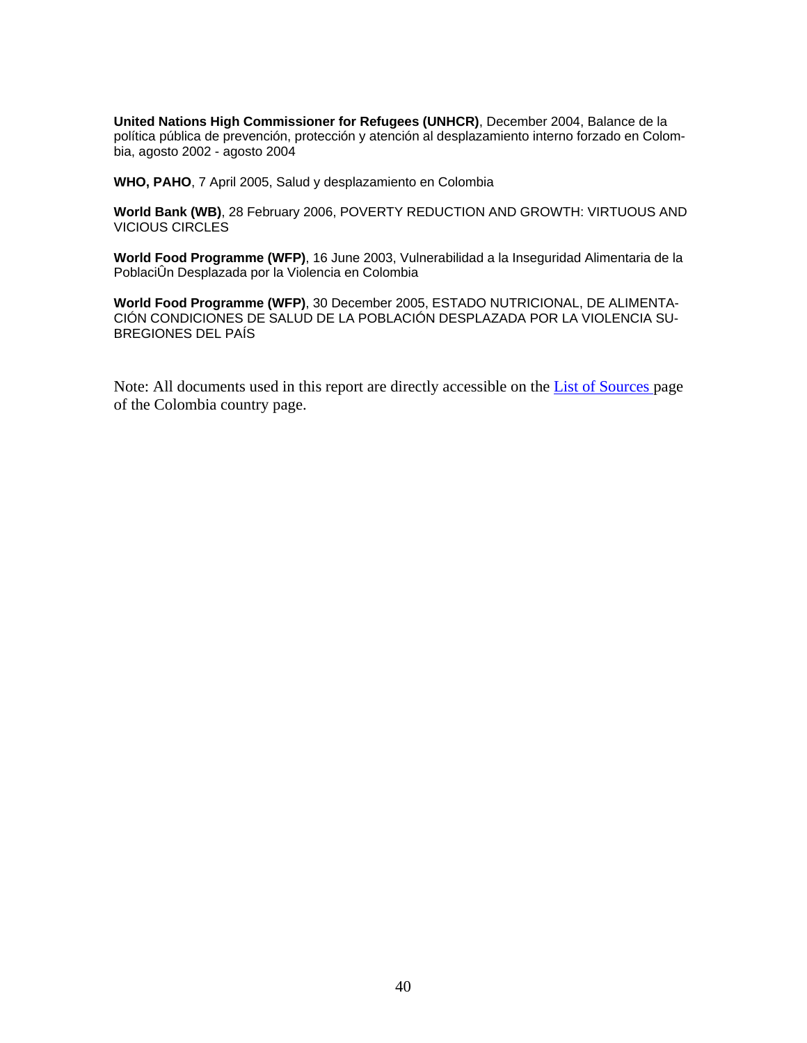**United Nations High Commissioner for Refugees (UNHCR)**, December 2004, Balance de la política pública de prevención, protección y atención al desplazamiento interno forzado en Colombia, agosto 2002 - agosto 2004

**WHO, PAHO**, 7 April 2005, Salud y desplazamiento en Colombia

**World Bank (WB)**, 28 February 2006, POVERTY REDUCTION AND GROWTH: VIRTUOUS AND VICIOUS CIRCLES

**World Food Programme (WFP)**, 16 June 2003, Vulnerabilidad a la Inseguridad Alimentaria de la PoblaciÛn Desplazada por la Violencia en Colombia

**World Food Programme (WFP)**, 30 December 2005, ESTADO NUTRICIONAL, DE ALIMENTACIÓN CONDICIONES DE SALUD DE LA POBLACIÓN DESPLAZADA POR LA VIOLENCIA SUBREGIONES DEL PAÍS

Note: All documents used in this report are directly accessible on the List of Sources page of the Colombia country page.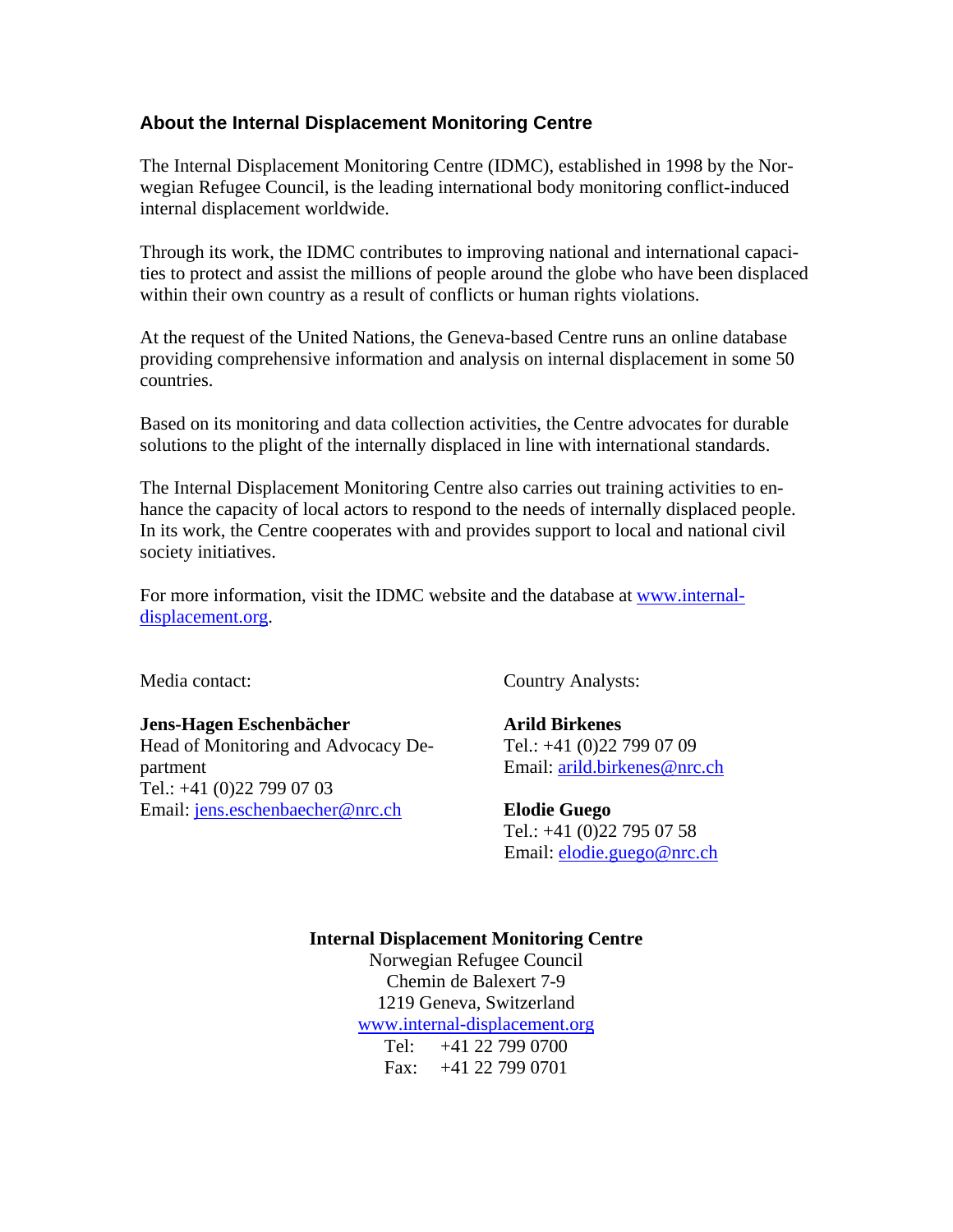## About the Internal Displacement Monitoring Centre

The Internal Displacement Monitoring Centre (IDMC), established in 1998 by the Norwegian Refugee Council, is the leading international body monitoring conflict-induced internal displacement worldwide.

Through its work, the IDMC contributes to improving national and international capacities to protect and assist the millions of people around the globe who have been displaced within their own country as a result of conflicts or human rights violations.

At the request of the United Nations, the Geneva-based Centre runs an online database providing comprehensive information and analysis on internal displacement in some 50 countries.

Based on its monitoring and data collection activities, the Centre advocates for durable solutions to the plight of the internally displaced in line with international standards.

The Internal Displacement Monitoring Centre also carries out training activities to enhance the capacity of local actors to respond to the needs of internally displaced people. In its work, the Centre cooperates with and provides support to local and national civil society initiatives.

For more information, visit the IDMC website and the database at www.internal-displacement.org.

Media contact:

**Jens-Hagen Eschenbächer**
Head of Monitoring and Advocacy Department
Tel.: +41 (0)22 799 07 03
Email: jens.eschenbaecher@nrc.ch

Country Analysts:

**Arild Birkenes**
Tel.: +41 (0)22 799 07 09
Email: arild.birkenes@nrc.ch

**Elodie Guego**
Tel.: +41 (0)22 795 07 58
Email: elodie.guego@nrc.ch

**Internal Displacement Monitoring Centre**
Norwegian Refugee Council
Chemin de Balexert 7-9
1219 Geneva, Switzerland
www.internal-displacement.org
Tel: +41 22 799 0700
Fax: +41 22 799 0701